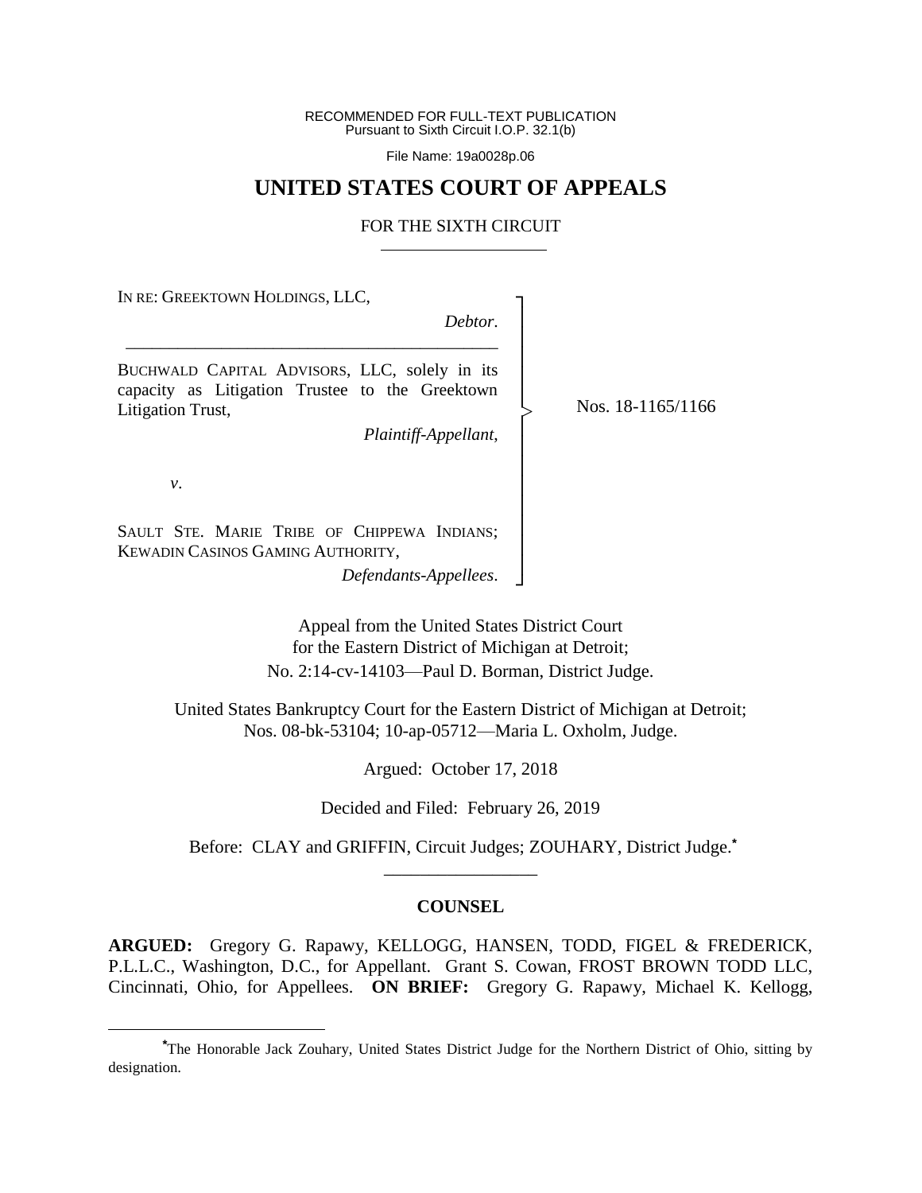RECOMMENDED FOR FULL-TEXT PUBLICATION
Pursuant to Sixth Circuit I.O.P. 32.1(b)

File Name: 19a0028p.06

# UNITED STATES COURT OF APPEALS

## FOR THE SIXTH CIRCUIT

IN RE: GREEKTOWN HOLDINGS, LLC,

*Debtor*.

---

BUCHWALD CAPITAL ADVISORS, LLC, solely in its capacity as Litigation Trustee to the Greektown Litigation Trust,

*Plaintiff-Appellant*,

*v*.

SAULT STE. MARIE TRIBE OF CHIPPEWA INDIANS; KEWADIN CASINOS GAMING AUTHORITY,

*Defendants-Appellees*.

Nos. 18-1165/1166

Appeal from the United States District Court for the Eastern District of Michigan at Detroit; No. 2:14-cv-14103—Paul D. Borman, District Judge.

United States Bankruptcy Court for the Eastern District of Michigan at Detroit; Nos. 08-bk-53104; 10-ap-05712—Maria L. Oxholm, Judge.

Argued: October 17, 2018

Decided and Filed: February 26, 2019

Before: CLAY and GRIFFIN, Circuit Judges; ZOUHARY, District Judge.*

---

### COUNSEL

**ARGUED:** Gregory G. Rapawy, KELLOGG, HANSEN, TODD, FIGEL & FREDERICK, P.L.L.C., Washington, D.C., for Appellant. Grant S. Cowan, FROST BROWN TODD LLC, Cincinnati, Ohio, for Appellees. **ON BRIEF:** Gregory G. Rapawy, Michael K. Kellogg,

---

*The Honorable Jack Zouhary, United States District Judge for the Northern District of Ohio, sitting by designation.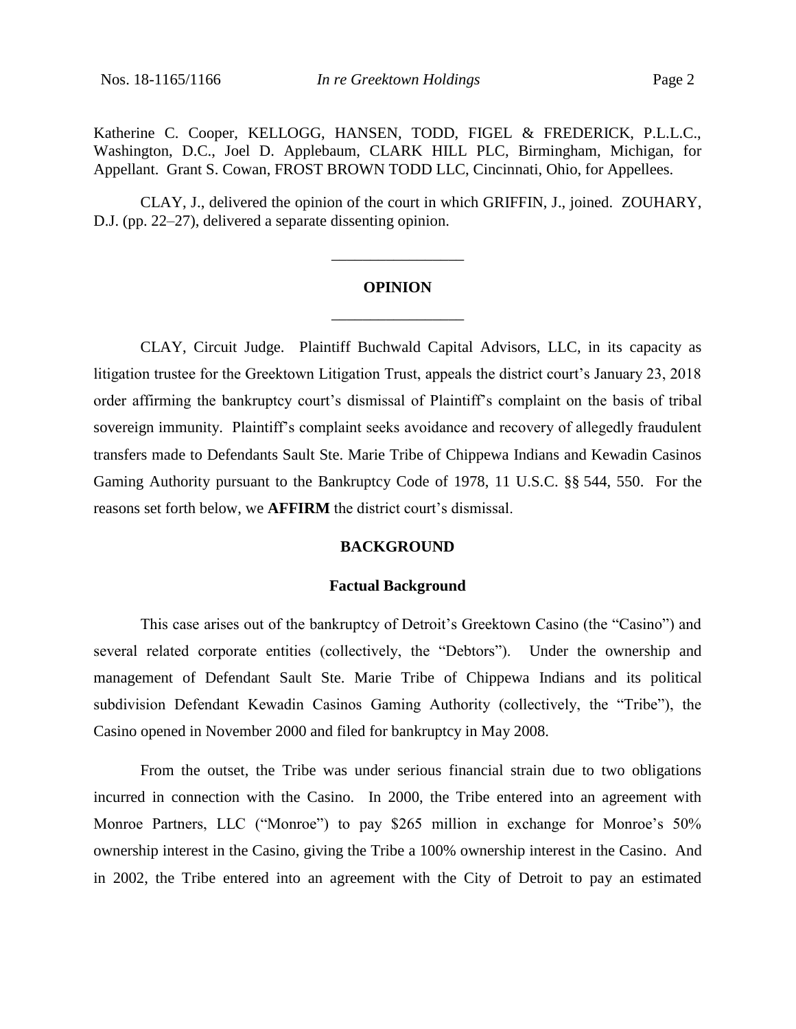Katherine C. Cooper, KELLOGG, HANSEN, TODD, FIGEL & FREDERICK, P.L.L.C., Washington, D.C., Joel D. Applebaum, CLARK HILL PLC, Birmingham, Michigan, for Appellant. Grant S. Cowan, FROST BROWN TODD LLC, Cincinnati, Ohio, for Appellees.

CLAY, J., delivered the opinion of the court in which GRIFFIN, J., joined. ZOUHARY, D.J. (pp. 22–27), delivered a separate dissenting opinion.

---

## OPINION

---

CLAY, Circuit Judge. Plaintiff Buchwald Capital Advisors, LLC, in its capacity as litigation trustee for the Greektown Litigation Trust, appeals the district court's January 23, 2018 order affirming the bankruptcy court's dismissal of Plaintiff's complaint on the basis of tribal sovereign immunity. Plaintiff's complaint seeks avoidance and recovery of allegedly fraudulent transfers made to Defendants Sault Ste. Marie Tribe of Chippewa Indians and Kewadin Casinos Gaming Authority pursuant to the Bankruptcy Code of 1978, 11 U.S.C. §§ 544, 550. For the reasons set forth below, we **AFFIRM** the district court's dismissal.

## BACKGROUND

### Factual Background

This case arises out of the bankruptcy of Detroit's Greektown Casino (the "Casino") and several related corporate entities (collectively, the "Debtors"). Under the ownership and management of Defendant Sault Ste. Marie Tribe of Chippewa Indians and its political subdivision Defendant Kewadin Casinos Gaming Authority (collectively, the "Tribe"), the Casino opened in November 2000 and filed for bankruptcy in May 2008.

From the outset, the Tribe was under serious financial strain due to two obligations incurred in connection with the Casino. In 2000, the Tribe entered into an agreement with Monroe Partners, LLC ("Monroe") to pay $265 million in exchange for Monroe's 50% ownership interest in the Casino, giving the Tribe a 100% ownership interest in the Casino. And in 2002, the Tribe entered into an agreement with the City of Detroit to pay an estimated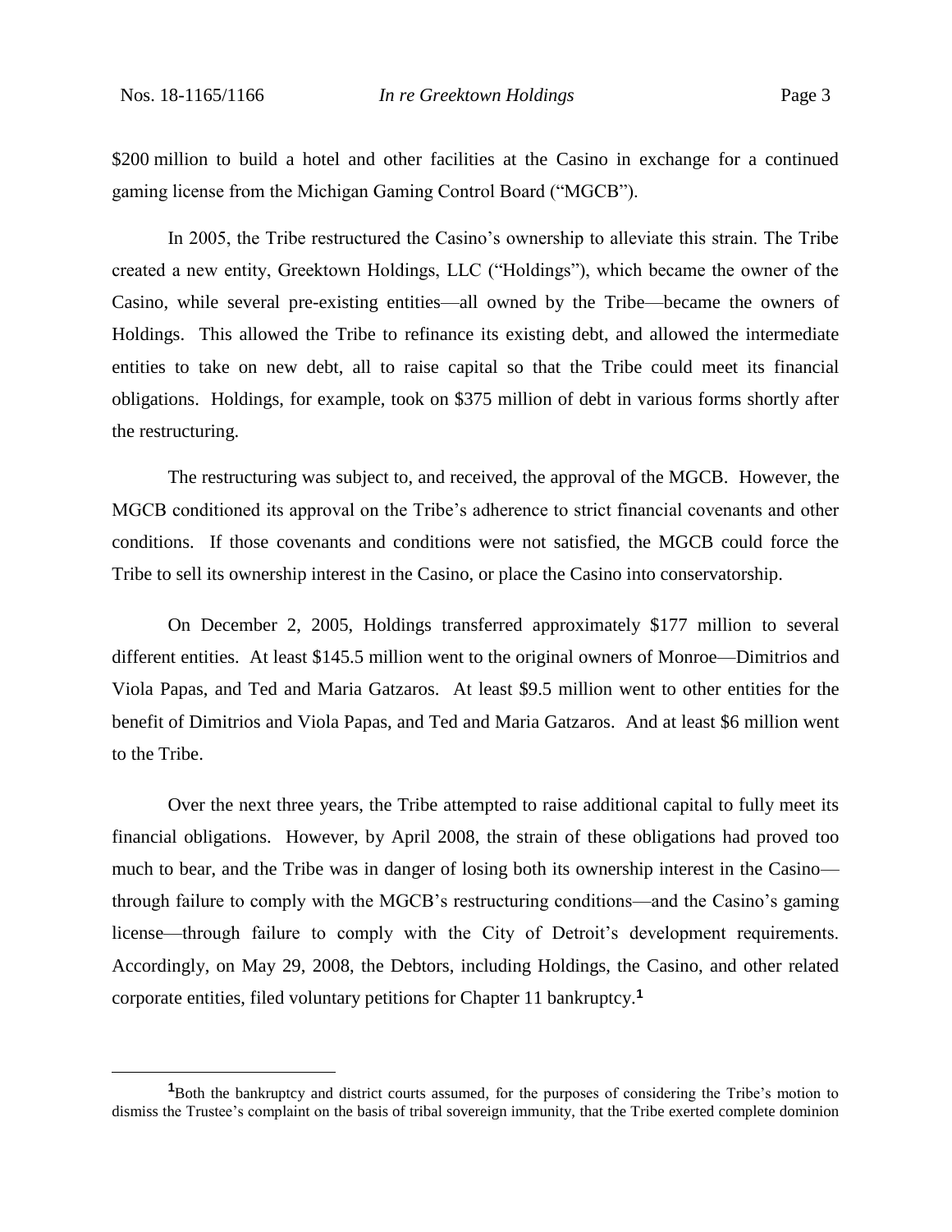$200 million to build a hotel and other facilities at the Casino in exchange for a continued gaming license from the Michigan Gaming Control Board ("MGCB").

In 2005, the Tribe restructured the Casino's ownership to alleviate this strain. The Tribe created a new entity, Greektown Holdings, LLC ("Holdings"), which became the owner of the Casino, while several pre-existing entities—all owned by the Tribe—became the owners of Holdings. This allowed the Tribe to refinance its existing debt, and allowed the intermediate entities to take on new debt, all to raise capital so that the Tribe could meet its financial obligations. Holdings, for example, took on $375 million of debt in various forms shortly after the restructuring.

The restructuring was subject to, and received, the approval of the MGCB. However, the MGCB conditioned its approval on the Tribe's adherence to strict financial covenants and other conditions. If those covenants and conditions were not satisfied, the MGCB could force the Tribe to sell its ownership interest in the Casino, or place the Casino into conservatorship.

On December 2, 2005, Holdings transferred approximately $177 million to several different entities. At least $145.5 million went to the original owners of Monroe—Dimitrios and Viola Papas, and Ted and Maria Gatzaros. At least $9.5 million went to other entities for the benefit of Dimitrios and Viola Papas, and Ted and Maria Gatzaros. And at least $6 million went to the Tribe.

Over the next three years, the Tribe attempted to raise additional capital to fully meet its financial obligations. However, by April 2008, the strain of these obligations had proved too much to bear, and the Tribe was in danger of losing both its ownership interest in the Casino—through failure to comply with the MGCB's restructuring conditions—and the Casino's gaming license—through failure to comply with the City of Detroit's development requirements. Accordingly, on May 29, 2008, the Debtors, including Holdings, the Casino, and other related corporate entities, filed voluntary petitions for Chapter 11 bankruptcy.[1]

[1]Both the bankruptcy and district courts assumed, for the purposes of considering the Tribe's motion to dismiss the Trustee's complaint on the basis of tribal sovereign immunity, that the Tribe exerted complete dominion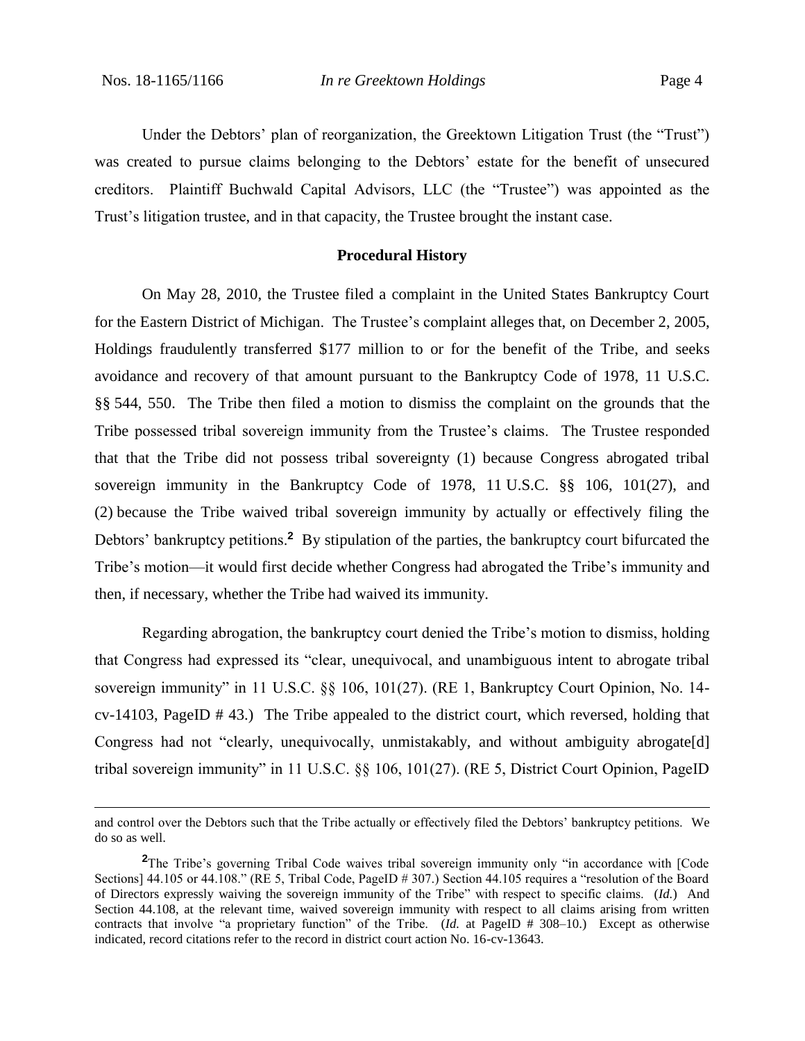Under the Debtors' plan of reorganization, the Greektown Litigation Trust (the "Trust") was created to pursue claims belonging to the Debtors' estate for the benefit of unsecured creditors. Plaintiff Buchwald Capital Advisors, LLC (the "Trustee") was appointed as the Trust's litigation trustee, and in that capacity, the Trustee brought the instant case.

## Procedural History

On May 28, 2010, the Trustee filed a complaint in the United States Bankruptcy Court for the Eastern District of Michigan. The Trustee's complaint alleges that, on December 2, 2005, Holdings fraudulently transferred \$177 million to or for the benefit of the Tribe, and seeks avoidance and recovery of that amount pursuant to the Bankruptcy Code of 1978, 11 U.S.C. §§ 544, 550. The Tribe then filed a motion to dismiss the complaint on the grounds that the Tribe possessed tribal sovereign immunity from the Trustee's claims. The Trustee responded that that the Tribe did not possess tribal sovereignty (1) because Congress abrogated tribal sovereign immunity in the Bankruptcy Code of 1978, 11 U.S.C. §§ 106, 101(27), and (2) because the Tribe waived tribal sovereign immunity by actually or effectively filing the Debtors' bankruptcy petitions.[2] By stipulation of the parties, the bankruptcy court bifurcated the Tribe's motion—it would first decide whether Congress had abrogated the Tribe's immunity and then, if necessary, whether the Tribe had waived its immunity.

Regarding abrogation, the bankruptcy court denied the Tribe's motion to dismiss, holding that Congress had expressed its "clear, unequivocal, and unambiguous intent to abrogate tribal sovereign immunity" in 11 U.S.C. §§ 106, 101(27). (RE 1, Bankruptcy Court Opinion, No. 14-cv-14103, PageID # 43.) The Tribe appealed to the district court, which reversed, holding that Congress had not "clearly, unequivocally, unmistakably, and without ambiguity abrogate[d] tribal sovereign immunity" in 11 U.S.C. §§ 106, 101(27). (RE 5, District Court Opinion, PageID

---

and control over the Debtors such that the Tribe actually or effectively filed the Debtors' bankruptcy petitions. We do so as well.

[2]The Tribe's governing Tribal Code waives tribal sovereign immunity only "in accordance with [Code Sections] 44.105 or 44.108." (RE 5, Tribal Code, PageID # 307.) Section 44.105 requires a "resolution of the Board of Directors expressly waiving the sovereign immunity of the Tribe" with respect to specific claims. (*Id.*) And Section 44.108, at the relevant time, waived sovereign immunity with respect to all claims arising from written contracts that involve "a proprietary function" of the Tribe. (*Id.* at PageID # 308–10.) Except as otherwise indicated, record citations refer to the record in district court action No. 16-cv-13643.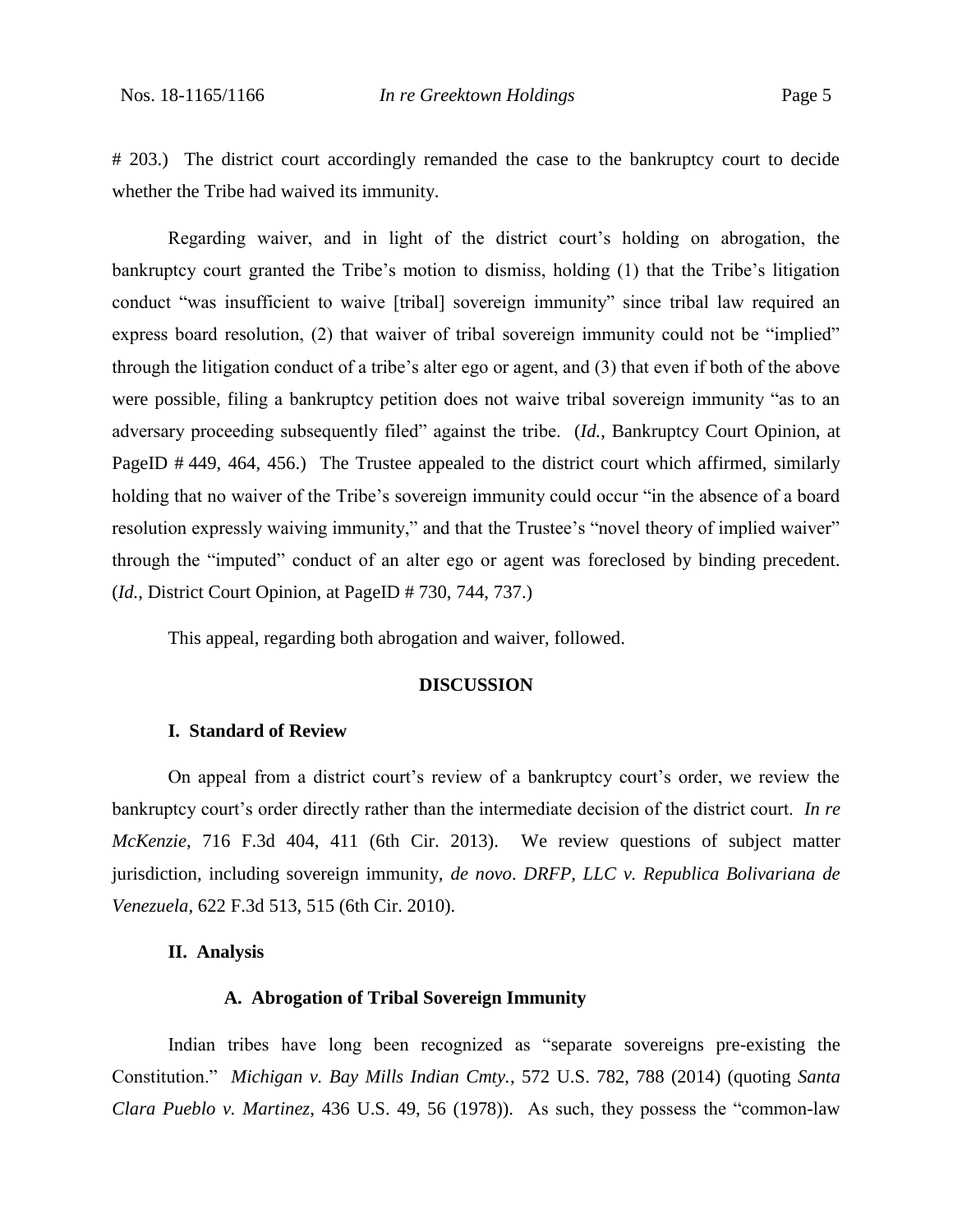# 203.) The district court accordingly remanded the case to the bankruptcy court to decide whether the Tribe had waived its immunity.

Regarding waiver, and in light of the district court's holding on abrogation, the bankruptcy court granted the Tribe's motion to dismiss, holding (1) that the Tribe's litigation conduct "was insufficient to waive [tribal] sovereign immunity" since tribal law required an express board resolution, (2) that waiver of tribal sovereign immunity could not be "implied" through the litigation conduct of a tribe's alter ego or agent, and (3) that even if both of the above were possible, filing a bankruptcy petition does not waive tribal sovereign immunity "as to an adversary proceeding subsequently filed" against the tribe. (*Id.*, Bankruptcy Court Opinion, at PageID # 449, 464, 456.) The Trustee appealed to the district court which affirmed, similarly holding that no waiver of the Tribe's sovereign immunity could occur "in the absence of a board resolution expressly waiving immunity," and that the Trustee's "novel theory of implied waiver" through the "imputed" conduct of an alter ego or agent was foreclosed by binding precedent. (*Id.*, District Court Opinion, at PageID # 730, 744, 737.)

This appeal, regarding both abrogation and waiver, followed.

## DISCUSSION

### I. Standard of Review

On appeal from a district court's review of a bankruptcy court's order, we review the bankruptcy court's order directly rather than the intermediate decision of the district court. *In re McKenzie*, 716 F.3d 404, 411 (6th Cir. 2013). We review questions of subject matter jurisdiction, including sovereign immunity, *de novo*. *DRFP, LLC v. Republica Bolivariana de Venezuela*, 622 F.3d 513, 515 (6th Cir. 2010).

### II. Analysis

#### A. Abrogation of Tribal Sovereign Immunity

Indian tribes have long been recognized as "separate sovereigns pre-existing the Constitution." *Michigan v. Bay Mills Indian Cmty.*, 572 U.S. 782, 788 (2014) (quoting *Santa Clara Pueblo v. Martinez*, 436 U.S. 49, 56 (1978)). As such, they possess the "common-law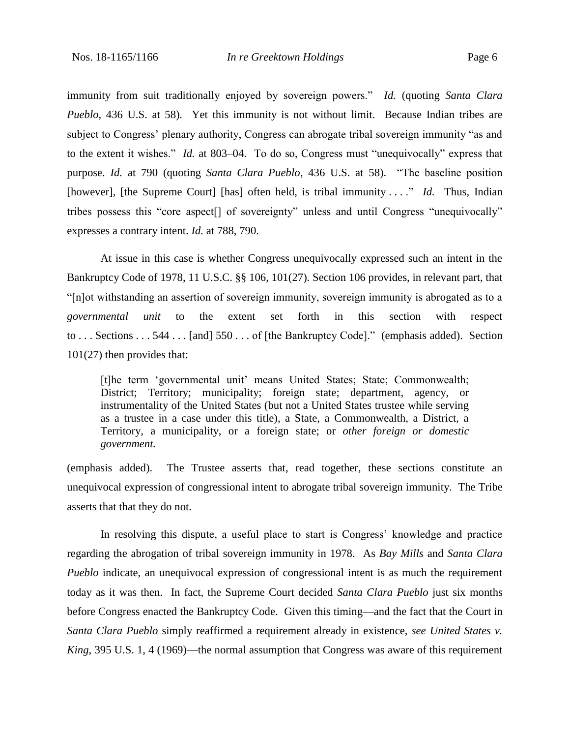immunity from suit traditionally enjoyed by sovereign powers." *Id.* (quoting *Santa Clara Pueblo*, 436 U.S. at 58). Yet this immunity is not without limit. Because Indian tribes are subject to Congress' plenary authority, Congress can abrogate tribal sovereign immunity "as and to the extent it wishes." *Id.* at 803–04. To do so, Congress must "unequivocally" express that purpose. *Id.* at 790 (quoting *Santa Clara Pueblo*, 436 U.S. at 58). "The baseline position [however], [the Supreme Court] [has] often held, is tribal immunity . . . ." *Id.* Thus, Indian tribes possess this "core aspect[] of sovereignty" unless and until Congress "unequivocally" expresses a contrary intent. *Id.* at 788, 790.

At issue in this case is whether Congress unequivocally expressed such an intent in the Bankruptcy Code of 1978, 11 U.S.C. §§ 106, 101(27). Section 106 provides, in relevant part, that "[n]ot withstanding an assertion of sovereign immunity, sovereign immunity is abrogated as to a *governmental unit* to the extent set forth in this section with respect to . . . Sections . . . 544 . . . [and] 550 . . . of [the Bankruptcy Code]." (emphasis added). Section 101(27) then provides that:

> [t]he term 'governmental unit' means United States; State; Commonwealth; District; Territory; municipality; foreign state; department, agency, or instrumentality of the United States (but not a United States trustee while serving as a trustee in a case under this title), a State, a Commonwealth, a District, a Territory, a municipality, or a foreign state; or *other foreign or domestic government.*

(emphasis added). The Trustee asserts that, read together, these sections constitute an unequivocal expression of congressional intent to abrogate tribal sovereign immunity. The Tribe asserts that that they do not.

In resolving this dispute, a useful place to start is Congress' knowledge and practice regarding the abrogation of tribal sovereign immunity in 1978. As *Bay Mills* and *Santa Clara Pueblo* indicate, an unequivocal expression of congressional intent is as much the requirement today as it was then. In fact, the Supreme Court decided *Santa Clara Pueblo* just six months before Congress enacted the Bankruptcy Code. Given this timing—and the fact that the Court in *Santa Clara Pueblo* simply reaffirmed a requirement already in existence, *see United States v. King*, 395 U.S. 1, 4 (1969)—the normal assumption that Congress was aware of this requirement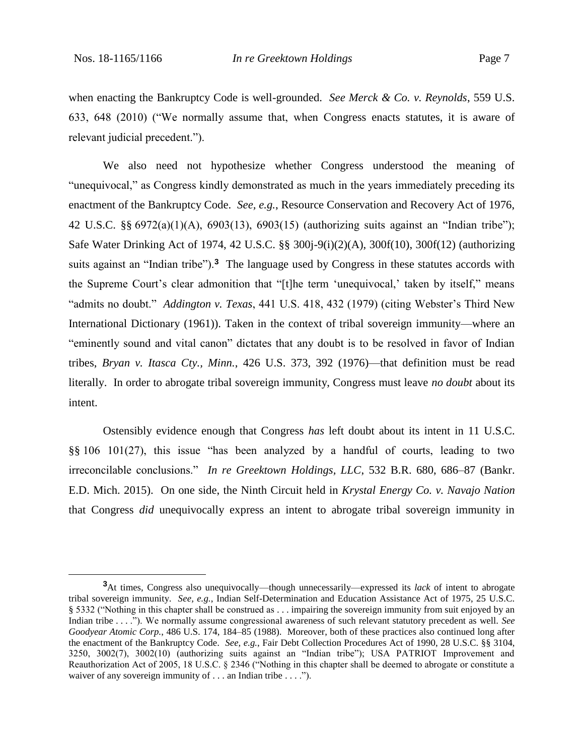when enacting the Bankruptcy Code is well-grounded. *See Merck & Co. v. Reynolds*, 559 U.S. 633, 648 (2010) ("We normally assume that, when Congress enacts statutes, it is aware of relevant judicial precedent.").

We also need not hypothesize whether Congress understood the meaning of "unequivocal," as Congress kindly demonstrated as much in the years immediately preceding its enactment of the Bankruptcy Code. *See, e.g.*, Resource Conservation and Recovery Act of 1976, 42 U.S.C. §§ 6972(a)(1)(A), 6903(13), 6903(15) (authorizing suits against an "Indian tribe"); Safe Water Drinking Act of 1974, 42 U.S.C. §§ 300j-9(i)(2)(A), 300f(10), 300f(12) (authorizing suits against an "Indian tribe").[3] The language used by Congress in these statutes accords with the Supreme Court's clear admonition that "[t]he term 'unequivocal,' taken by itself," means "admits no doubt." *Addington v. Texas*, 441 U.S. 418, 432 (1979) (citing Webster's Third New International Dictionary (1961)). Taken in the context of tribal sovereign immunity—where an "eminently sound and vital canon" dictates that any doubt is to be resolved in favor of Indian tribes, *Bryan v. Itasca Cty., Minn.*, 426 U.S. 373, 392 (1976)—that definition must be read literally. In order to abrogate tribal sovereign immunity, Congress must leave *no doubt* about its intent.

Ostensibly evidence enough that Congress *has* left doubt about its intent in 11 U.S.C. §§ 106 101(27), this issue "has been analyzed by a handful of courts, leading to two irreconcilable conclusions." *In re Greektown Holdings, LLC*, 532 B.R. 680, 686–87 (Bankr. E.D. Mich. 2015). On one side, the Ninth Circuit held in *Krystal Energy Co. v. Navajo Nation* that Congress *did* unequivocally express an intent to abrogate tribal sovereign immunity in

[3]At times, Congress also unequivocally—though unnecessarily—expressed its *lack* of intent to abrogate tribal sovereign immunity. *See, e.g.*, Indian Self-Determination and Education Assistance Act of 1975, 25 U.S.C. § 5332 ("Nothing in this chapter shall be construed as . . . impairing the sovereign immunity from suit enjoyed by an Indian tribe . . . ."). We normally assume congressional awareness of such relevant statutory precedent as well. *See Goodyear Atomic Corp.*, 486 U.S. 174, 184–85 (1988). Moreover, both of these practices also continued long after the enactment of the Bankruptcy Code. *See, e.g.*, Fair Debt Collection Procedures Act of 1990, 28 U.S.C. §§ 3104, 3250, 3002(7), 3002(10) (authorizing suits against an "Indian tribe"); USA PATRIOT Improvement and Reauthorization Act of 2005, 18 U.S.C. § 2346 ("Nothing in this chapter shall be deemed to abrogate or constitute a waiver of any sovereign immunity of . . . an Indian tribe . . . .").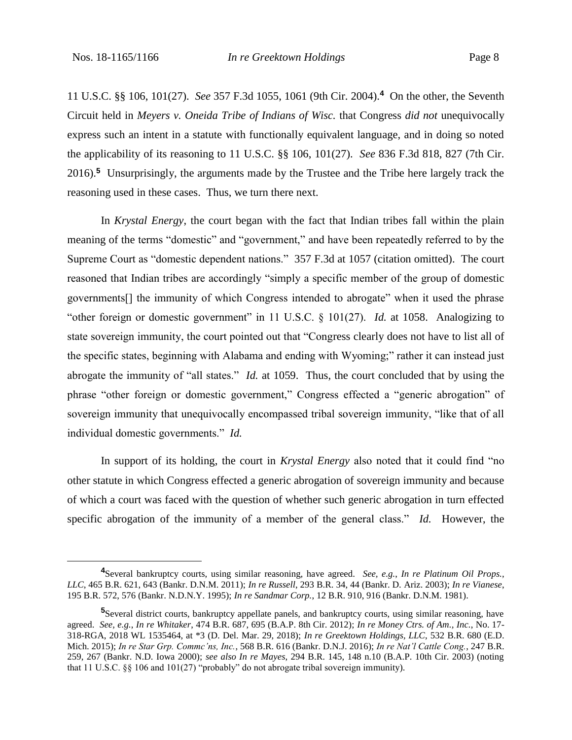11 U.S.C. §§ 106, 101(27). *See* 357 F.3d 1055, 1061 (9th Cir. 2004).[4] On the other, the Seventh Circuit held in *Meyers v. Oneida Tribe of Indians of Wisc.* that Congress *did not* unequivocally express such an intent in a statute with functionally equivalent language, and in doing so noted the applicability of its reasoning to 11 U.S.C. §§ 106, 101(27). *See* 836 F.3d 818, 827 (7th Cir. 2016).[5] Unsurprisingly, the arguments made by the Trustee and the Tribe here largely track the reasoning used in these cases. Thus, we turn there next.

In *Krystal Energy*, the court began with the fact that Indian tribes fall within the plain meaning of the terms "domestic" and "government," and have been repeatedly referred to by the Supreme Court as "domestic dependent nations." 357 F.3d at 1057 (citation omitted). The court reasoned that Indian tribes are accordingly "simply a specific member of the group of domestic governments[] the immunity of which Congress intended to abrogate" when it used the phrase "other foreign or domestic government" in 11 U.S.C. § 101(27). *Id.* at 1058. Analogizing to state sovereign immunity, the court pointed out that "Congress clearly does not have to list all of the specific states, beginning with Alabama and ending with Wyoming;" rather it can instead just abrogate the immunity of "all states." *Id.* at 1059. Thus, the court concluded that by using the phrase "other foreign or domestic government," Congress effected a "generic abrogation" of sovereign immunity that unequivocally encompassed tribal sovereign immunity, "like that of all individual domestic governments." *Id.*

In support of its holding, the court in *Krystal Energy* also noted that it could find "no other statute in which Congress effected a generic abrogation of sovereign immunity and because of which a court was faced with the question of whether such generic abrogation in turn effected specific abrogation of the immunity of a member of the general class." *Id.* However, the

---

[4] Several bankruptcy courts, using similar reasoning, have agreed. *See, e.g.*, *In re Platinum Oil Props., LLC*, 465 B.R. 621, 643 (Bankr. D.N.M. 2011); *In re Russell*, 293 B.R. 34, 44 (Bankr. D. Ariz. 2003); *In re Vianese*, 195 B.R. 572, 576 (Bankr. N.D.N.Y. 1995); *In re Sandmar Corp.*, 12 B.R. 910, 916 (Bankr. D.N.M. 1981).

[5] Several district courts, bankruptcy appellate panels, and bankruptcy courts, using similar reasoning, have agreed. *See, e.g.*, *In re Whitaker*, 474 B.R. 687, 695 (B.A.P. 8th Cir. 2012); *In re Money Ctrs. of Am., Inc.*, No. 17-318-RGA, 2018 WL 1535464, at *3 (D. Del. Mar. 29, 2018); *In re Greektown Holdings, LLC*, 532 B.R. 680 (E.D. Mich. 2015); *In re Star Grp. Commc'ns, Inc.*, 568 B.R. 616 (Bankr. D.N.J. 2016); *In re Nat'l Cattle Cong.*, 247 B.R. 259, 267 (Bankr. N.D. Iowa 2000); *see also In re Mayes*, 294 B.R. 145, 148 n.10 (B.A.P. 10th Cir. 2003) (noting that 11 U.S.C. §§ 106 and 101(27) "probably" do not abrogate tribal sovereign immunity).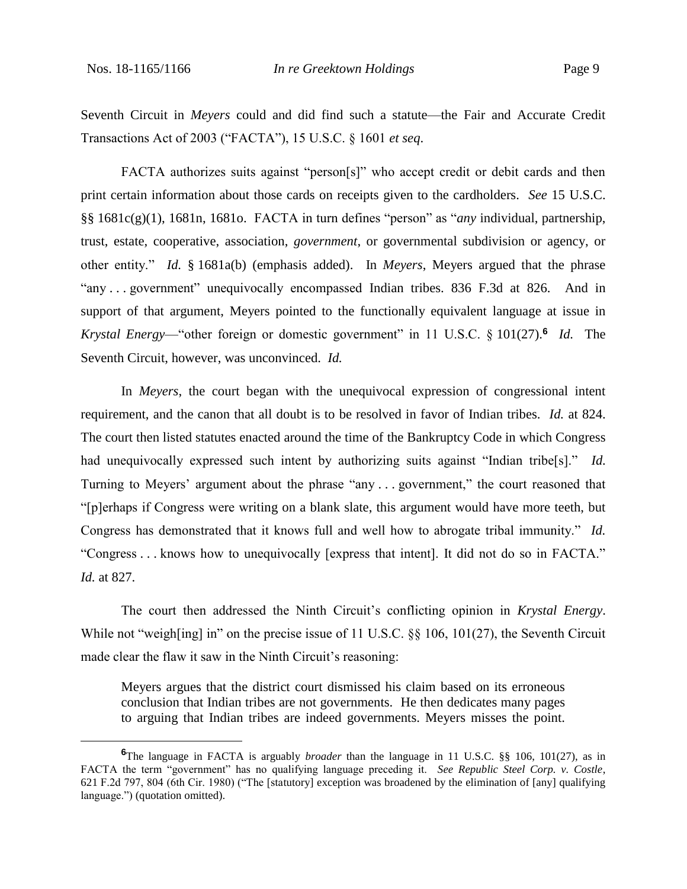Seventh Circuit in *Meyers* could and did find such a statute—the Fair and Accurate Credit Transactions Act of 2003 ("FACTA"), 15 U.S.C. § 1601 *et seq*.

FACTA authorizes suits against "person[s]" who accept credit or debit cards and then print certain information about those cards on receipts given to the cardholders. *See* 15 U.S.C. §§ 1681c(g)(1), 1681n, 1681o. FACTA in turn defines "person" as "*any* individual, partnership, trust, estate, cooperative, association, *government*, or governmental subdivision or agency, or other entity." *Id.* § 1681a(b) (emphasis added). In *Meyers*, Meyers argued that the phrase "any . . . government" unequivocally encompassed Indian tribes. 836 F.3d at 826. And in support of that argument, Meyers pointed to the functionally equivalent language at issue in *Krystal Energy*—"other foreign or domestic government" in 11 U.S.C. § 101(27).[6] *Id.* The Seventh Circuit, however, was unconvinced. *Id.*

In *Meyers*, the court began with the unequivocal expression of congressional intent requirement, and the canon that all doubt is to be resolved in favor of Indian tribes. *Id.* at 824. The court then listed statutes enacted around the time of the Bankruptcy Code in which Congress had unequivocally expressed such intent by authorizing suits against "Indian tribe[s]." *Id.* Turning to Meyers' argument about the phrase "any . . . government," the court reasoned that "[p]erhaps if Congress were writing on a blank slate, this argument would have more teeth, but Congress has demonstrated that it knows full and well how to abrogate tribal immunity." *Id.* "Congress . . . knows how to unequivocally [express that intent]. It did not do so in FACTA." *Id.* at 827.

The court then addressed the Ninth Circuit's conflicting opinion in *Krystal Energy*. While not "weigh[ing] in" on the precise issue of 11 U.S.C. §§ 106, 101(27), the Seventh Circuit made clear the flaw it saw in the Ninth Circuit's reasoning:

> Meyers argues that the district court dismissed his claim based on its erroneous conclusion that Indian tribes are not governments. He then dedicates many pages to arguing that Indian tribes are indeed governments. Meyers misses the point.

---

[6] The language in FACTA is arguably *broader* than the language in 11 U.S.C. §§ 106, 101(27), as in FACTA the term "government" has no qualifying language preceding it. *See Republic Steel Corp. v. Costle*, 621 F.2d 797, 804 (6th Cir. 1980) ("The [statutory] exception was broadened by the elimination of [any] qualifying language.") (quotation omitted).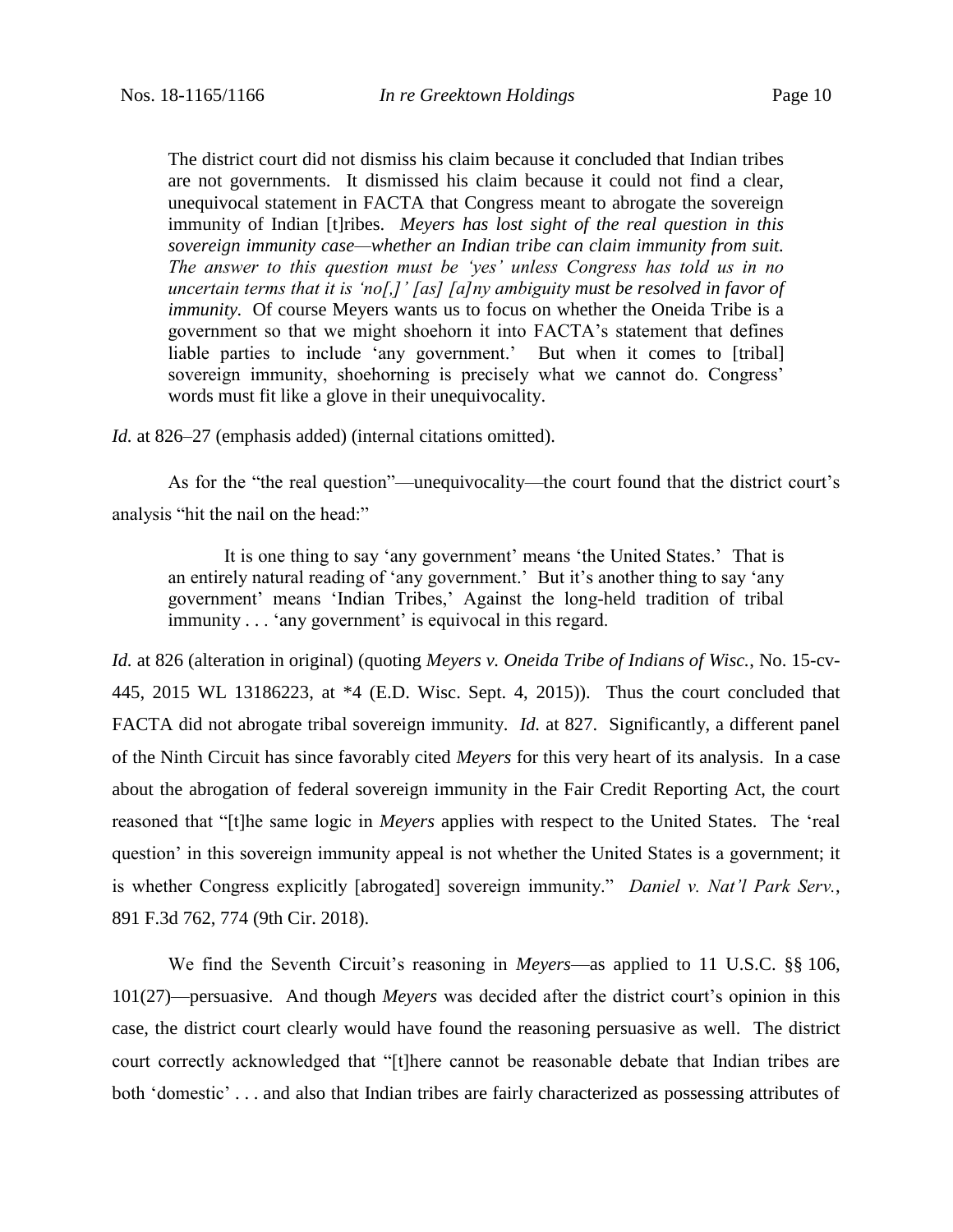> The district court did not dismiss his claim because it concluded that Indian tribes are not governments. It dismissed his claim because it could not find a clear, unequivocal statement in FACTA that Congress meant to abrogate the sovereign immunity of Indian [t]ribes. *Meyers has lost sight of the real question in this sovereign immunity case—whether an Indian tribe can claim immunity from suit. The answer to this question must be 'yes' unless Congress has told us in no uncertain terms that it is 'no[,]' [as] [a]ny ambiguity must be resolved in favor of immunity.* Of course Meyers wants us to focus on whether the Oneida Tribe is a government so that we might shoehorn it into FACTA's statement that defines liable parties to include 'any government.' But when it comes to [tribal] sovereign immunity, shoehorning is precisely what we cannot do. Congress' words must fit like a glove in their unequivocality.

*Id.* at 826–27 (emphasis added) (internal citations omitted).

As for the "the real question"—unequivocality—the court found that the district court's analysis "hit the nail on the head:"

> It is one thing to say 'any government' means 'the United States.' That is an entirely natural reading of 'any government.' But it's another thing to say 'any government' means 'Indian Tribes,' Against the long-held tradition of tribal immunity . . . 'any government' is equivocal in this regard.

*Id.* at 826 (alteration in original) (quoting *Meyers v. Oneida Tribe of Indians of Wisc.*, No. 15-cv-445, 2015 WL 13186223, at *4 (E.D. Wisc. Sept. 4, 2015)). Thus the court concluded that FACTA did not abrogate tribal sovereign immunity. *Id.* at 827. Significantly, a different panel of the Ninth Circuit has since favorably cited *Meyers* for this very heart of its analysis. In a case about the abrogation of federal sovereign immunity in the Fair Credit Reporting Act, the court reasoned that "[t]he same logic in *Meyers* applies with respect to the United States. The 'real question' in this sovereign immunity appeal is not whether the United States is a government; it is whether Congress explicitly [abrogated] sovereign immunity." *Daniel v. Nat'l Park Serv.*, 891 F.3d 762, 774 (9th Cir. 2018).

We find the Seventh Circuit's reasoning in *Meyers*—as applied to 11 U.S.C. §§ 106, 101(27)—persuasive. And though *Meyers* was decided after the district court's opinion in this case, the district court clearly would have found the reasoning persuasive as well. The district court correctly acknowledged that "[t]here cannot be reasonable debate that Indian tribes are both 'domestic' . . . and also that Indian tribes are fairly characterized as possessing attributes of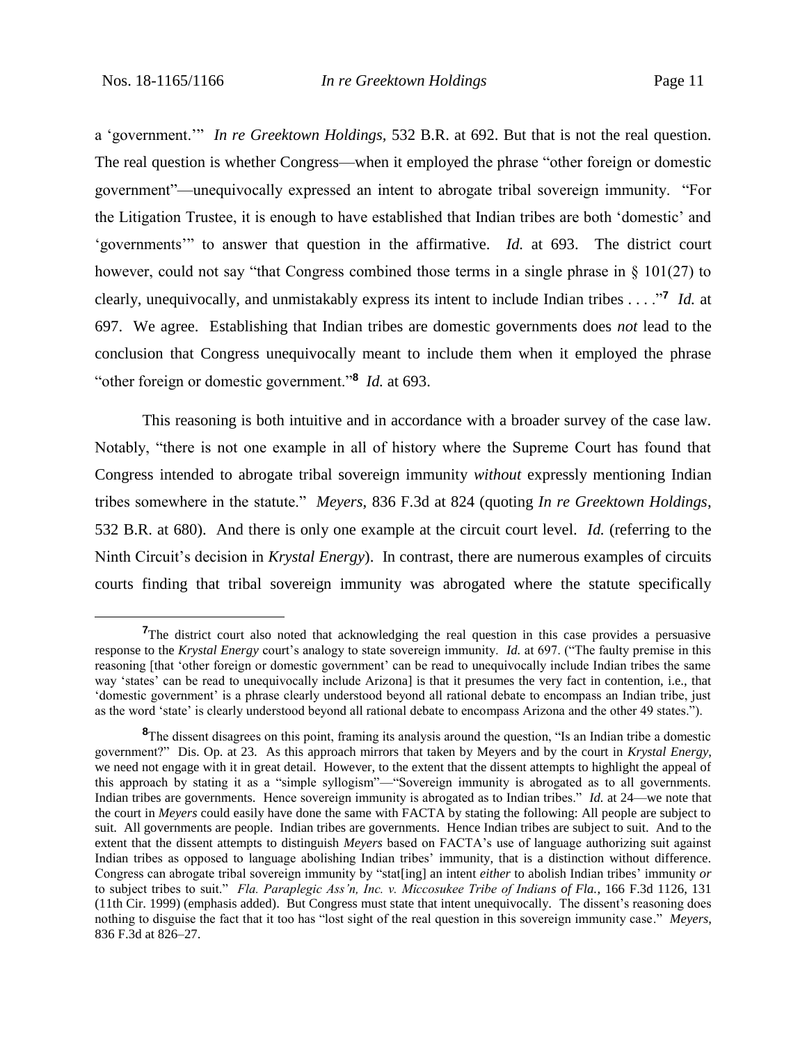a 'government.'" *In re Greektown Holdings,* 532 B.R. at 692. But that is not the real question. The real question is whether Congress—when it employed the phrase "other foreign or domestic government"—unequivocally expressed an intent to abrogate tribal sovereign immunity. "For the Litigation Trustee, it is enough to have established that Indian tribes are both 'domestic' and 'governments'" to answer that question in the affirmative. *Id.* at 693. The district court however, could not say "that Congress combined those terms in a single phrase in § 101(27) to clearly, unequivocally, and unmistakably express its intent to include Indian tribes . . . ."[7] *Id.* at 697. We agree. Establishing that Indian tribes are domestic governments does *not* lead to the conclusion that Congress unequivocally meant to include them when it employed the phrase "other foreign or domestic government."[8] *Id.* at 693.

This reasoning is both intuitive and in accordance with a broader survey of the case law. Notably, "there is not one example in all of history where the Supreme Court has found that Congress intended to abrogate tribal sovereign immunity *without* expressly mentioning Indian tribes somewhere in the statute." *Meyers*, 836 F.3d at 824 (quoting *In re Greektown Holdings*, 532 B.R. at 680). And there is only one example at the circuit court level. *Id.* (referring to the Ninth Circuit's decision in *Krystal Energy*). In contrast, there are numerous examples of circuits courts finding that tribal sovereign immunity was abrogated where the statute specifically

---

[7] The district court also noted that acknowledging the real question in this case provides a persuasive response to the *Krystal Energy* court's analogy to state sovereign immunity. *Id.* at 697. ("The faulty premise in this reasoning [that 'other foreign or domestic government' can be read to unequivocally include Indian tribes the same way 'states' can be read to unequivocally include Arizona] is that it presumes the very fact in contention, i.e., that 'domestic government' is a phrase clearly understood beyond all rational debate to encompass an Indian tribe, just as the word 'state' is clearly understood beyond all rational debate to encompass Arizona and the other 49 states.").

[8] The dissent disagrees on this point, framing its analysis around the question, "Is an Indian tribe a domestic government?" Dis. Op. at 23. As this approach mirrors that taken by Meyers and by the court in *Krystal Energy*, we need not engage with it in great detail. However, to the extent that the dissent attempts to highlight the appeal of this approach by stating it as a "simple syllogism"—"Sovereign immunity is abrogated as to all governments. Indian tribes are governments. Hence sovereign immunity is abrogated as to Indian tribes." *Id.* at 24—we note that the court in *Meyers* could easily have done the same with FACTA by stating the following: All people are subject to suit. All governments are people. Indian tribes are governments. Hence Indian tribes are subject to suit. And to the extent that the dissent attempts to distinguish *Meyers* based on FACTA's use of language authorizing suit against Indian tribes as opposed to language abolishing Indian tribes' immunity, that is a distinction without difference. Congress can abrogate tribal sovereign immunity by "stat[ing] an intent *either* to abolish Indian tribes' immunity *or* to subject tribes to suit." *Fla. Paraplegic Ass'n, Inc. v. Miccosukee Tribe of Indians of Fla.*, 166 F.3d 1126, 131 (11th Cir. 1999) (emphasis added). But Congress must state that intent unequivocally. The dissent's reasoning does nothing to disguise the fact that it too has "lost sight of the real question in this sovereign immunity case." *Meyers*, 836 F.3d at 826–27.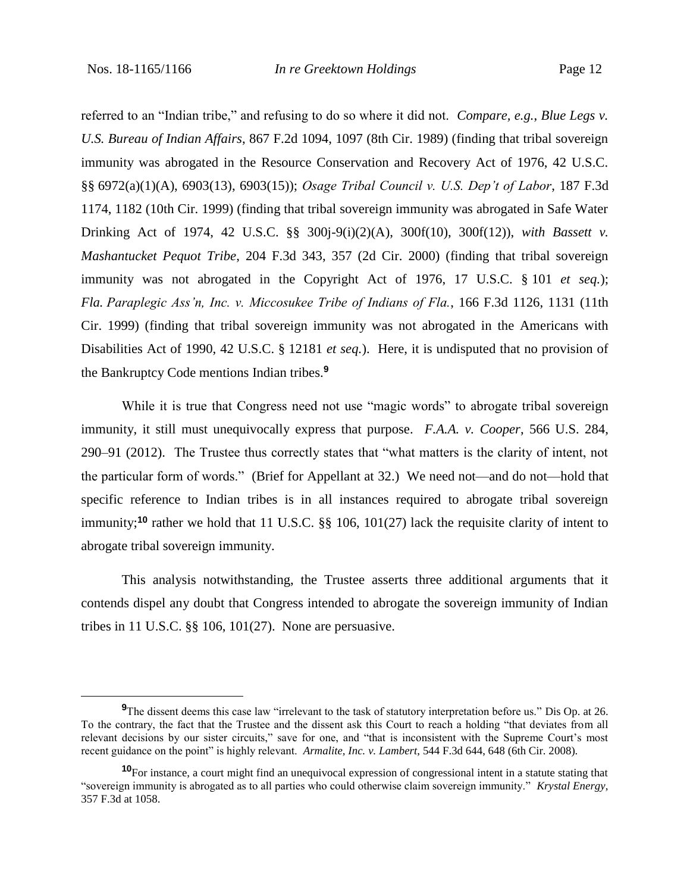referred to an "Indian tribe," and refusing to do so where it did not. *Compare, e.g.*, *Blue Legs v. U.S. Bureau of Indian Affairs*, 867 F.2d 1094, 1097 (8th Cir. 1989) (finding that tribal sovereign immunity was abrogated in the Resource Conservation and Recovery Act of 1976, 42 U.S.C. §§ 6972(a)(1)(A), 6903(13), 6903(15)); *Osage Tribal Council v. U.S. Dep't of Labor*, 187 F.3d 1174, 1182 (10th Cir. 1999) (finding that tribal sovereign immunity was abrogated in Safe Water Drinking Act of 1974, 42 U.S.C. §§ 300j-9(i)(2)(A), 300f(10), 300f(12)), *with Bassett v. Mashantucket Pequot Tribe*, 204 F.3d 343, 357 (2d Cir. 2000) (finding that tribal sovereign immunity was not abrogated in the Copyright Act of 1976, 17 U.S.C. § 101 *et seq.*); *Fla. Paraplegic Ass'n, Inc. v. Miccosukee Tribe of Indians of Fla.*, 166 F.3d 1126, 1131 (11th Cir. 1999) (finding that tribal sovereign immunity was not abrogated in the Americans with Disabilities Act of 1990, 42 U.S.C. § 12181 *et seq.*). Here, it is undisputed that no provision of the Bankruptcy Code mentions Indian tribes.[9]

While it is true that Congress need not use "magic words" to abrogate tribal sovereign immunity, it still must unequivocally express that purpose. *F.A.A. v. Cooper*, 566 U.S. 284, 290–91 (2012). The Trustee thus correctly states that "what matters is the clarity of intent, not the particular form of words." (Brief for Appellant at 32.) We need not—and do not—hold that specific reference to Indian tribes is in all instances required to abrogate tribal sovereign immunity;[10] rather we hold that 11 U.S.C. §§ 106, 101(27) lack the requisite clarity of intent to abrogate tribal sovereign immunity.

This analysis notwithstanding, the Trustee asserts three additional arguments that it contends dispel any doubt that Congress intended to abrogate the sovereign immunity of Indian tribes in 11 U.S.C. §§ 106, 101(27). None are persuasive.

---

[9] The dissent deems this case law "irrelevant to the task of statutory interpretation before us." Dis Op. at 26. To the contrary, the fact that the Trustee and the dissent ask this Court to reach a holding "that deviates from all relevant decisions by our sister circuits," save for one, and "that is inconsistent with the Supreme Court's most recent guidance on the point" is highly relevant. *Armalite, Inc. v. Lambert*, 544 F.3d 644, 648 (6th Cir. 2008).

[10] For instance, a court might find an unequivocal expression of congressional intent in a statute stating that "sovereign immunity is abrogated as to all parties who could otherwise claim sovereign immunity." *Krystal Energy*, 357 F.3d at 1058.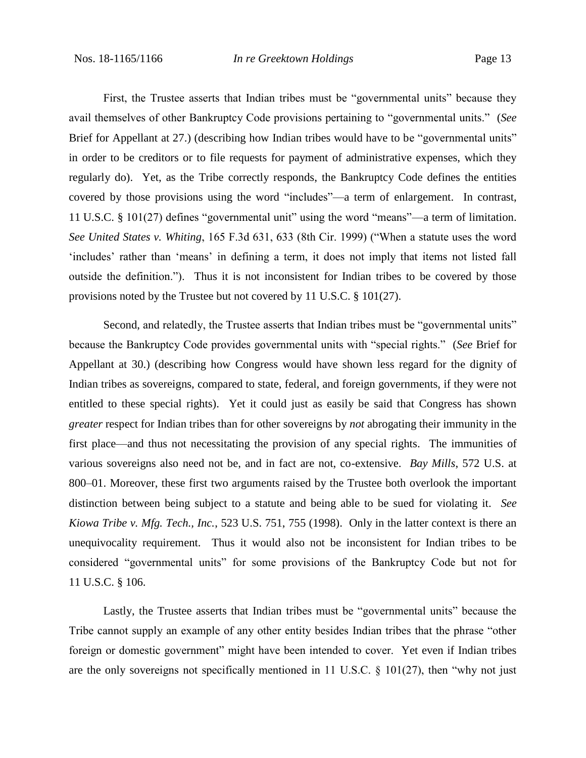First, the Trustee asserts that Indian tribes must be "governmental units" because they avail themselves of other Bankruptcy Code provisions pertaining to "governmental units." (*See* Brief for Appellant at 27.) (describing how Indian tribes would have to be "governmental units" in order to be creditors or to file requests for payment of administrative expenses, which they regularly do). Yet, as the Tribe correctly responds, the Bankruptcy Code defines the entities covered by those provisions using the word "includes"—a term of enlargement. In contrast, 11 U.S.C. § 101(27) defines "governmental unit" using the word "means"—a term of limitation. *See United States v. Whiting*, 165 F.3d 631, 633 (8th Cir. 1999) ("When a statute uses the word 'includes' rather than 'means' in defining a term, it does not imply that items not listed fall outside the definition."). Thus it is not inconsistent for Indian tribes to be covered by those provisions noted by the Trustee but not covered by 11 U.S.C. § 101(27).

Second, and relatedly, the Trustee asserts that Indian tribes must be "governmental units" because the Bankruptcy Code provides governmental units with "special rights." (*See* Brief for Appellant at 30.) (describing how Congress would have shown less regard for the dignity of Indian tribes as sovereigns, compared to state, federal, and foreign governments, if they were not entitled to these special rights). Yet it could just as easily be said that Congress has shown *greater* respect for Indian tribes than for other sovereigns by *not* abrogating their immunity in the first place—and thus not necessitating the provision of any special rights. The immunities of various sovereigns also need not be, and in fact are not, co-extensive. *Bay Mills*, 572 U.S. at 800–01. Moreover, these first two arguments raised by the Trustee both overlook the important distinction between being subject to a statute and being able to be sued for violating it. *See Kiowa Tribe v. Mfg. Tech., Inc.*, 523 U.S. 751, 755 (1998). Only in the latter context is there an unequivocality requirement. Thus it would also not be inconsistent for Indian tribes to be considered "governmental units" for some provisions of the Bankruptcy Code but not for 11 U.S.C. § 106.

Lastly, the Trustee asserts that Indian tribes must be "governmental units" because the Tribe cannot supply an example of any other entity besides Indian tribes that the phrase "other foreign or domestic government" might have been intended to cover. Yet even if Indian tribes are the only sovereigns not specifically mentioned in 11 U.S.C. § 101(27), then "why not just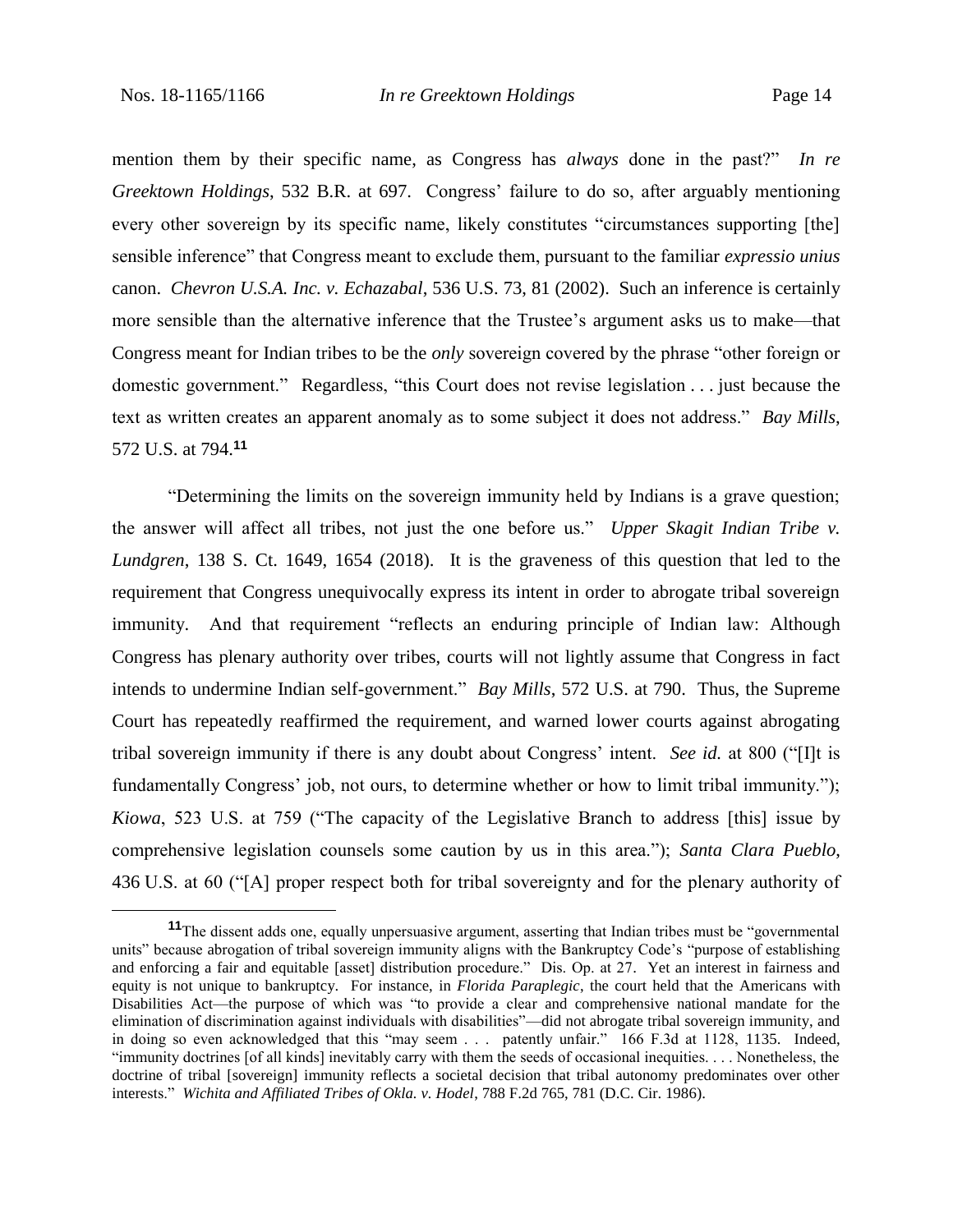mention them by their specific name, as Congress has *always* done in the past?" *In re Greektown Holdings*, 532 B.R. at 697. Congress' failure to do so, after arguably mentioning every other sovereign by its specific name, likely constitutes "circumstances supporting [the] sensible inference" that Congress meant to exclude them, pursuant to the familiar *expressio unius* canon. *Chevron U.S.A. Inc. v. Echazabal*, 536 U.S. 73, 81 (2002). Such an inference is certainly more sensible than the alternative inference that the Trustee's argument asks us to make—that Congress meant for Indian tribes to be the *only* sovereign covered by the phrase "other foreign or domestic government." Regardless, "this Court does not revise legislation . . . just because the text as written creates an apparent anomaly as to some subject it does not address." *Bay Mills*, 572 U.S. at 794.[11]

"Determining the limits on the sovereign immunity held by Indians is a grave question; the answer will affect all tribes, not just the one before us." *Upper Skagit Indian Tribe v. Lundgren*, 138 S. Ct. 1649, 1654 (2018). It is the graveness of this question that led to the requirement that Congress unequivocally express its intent in order to abrogate tribal sovereign immunity. And that requirement "reflects an enduring principle of Indian law: Although Congress has plenary authority over tribes, courts will not lightly assume that Congress in fact intends to undermine Indian self-government." *Bay Mills*, 572 U.S. at 790. Thus, the Supreme Court has repeatedly reaffirmed the requirement, and warned lower courts against abrogating tribal sovereign immunity if there is any doubt about Congress' intent. *See id.* at 800 ("[I]t is fundamentally Congress' job, not ours, to determine whether or how to limit tribal immunity."); *Kiowa*, 523 U.S. at 759 ("The capacity of the Legislative Branch to address [this] issue by comprehensive legislation counsels some caution by us in this area."); *Santa Clara Pueblo*, 436 U.S. at 60 ("[A] proper respect both for tribal sovereignty and for the plenary authority of

---

[11] The dissent adds one, equally unpersuasive argument, asserting that Indian tribes must be "governmental units" because abrogation of tribal sovereign immunity aligns with the Bankruptcy Code's "purpose of establishing and enforcing a fair and equitable [asset] distribution procedure." Dis. Op. at 27. Yet an interest in fairness and equity is not unique to bankruptcy. For instance, in *Florida Paraplegic*, the court held that the Americans with Disabilities Act—the purpose of which was "to provide a clear and comprehensive national mandate for the elimination of discrimination against individuals with disabilities"—did not abrogate tribal sovereign immunity, and in doing so even acknowledged that this "may seem . . . patently unfair." 166 F.3d at 1128, 1135. Indeed, "immunity doctrines [of all kinds] inevitably carry with them the seeds of occasional inequities. . . . Nonetheless, the doctrine of tribal [sovereign] immunity reflects a societal decision that tribal autonomy predominates over other interests." *Wichita and Affiliated Tribes of Okla. v. Hodel*, 788 F.2d 765, 781 (D.C. Cir. 1986).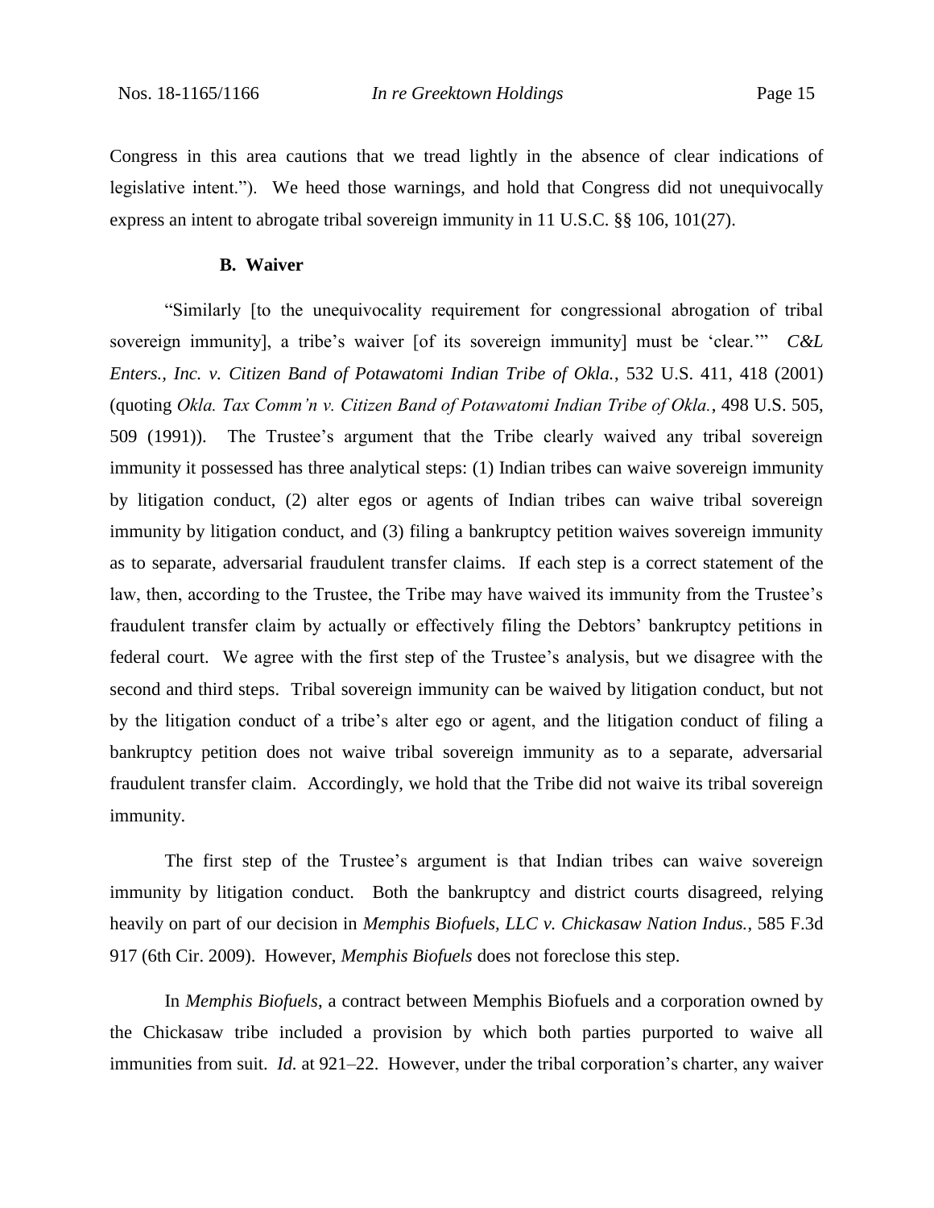Congress in this area cautions that we tread lightly in the absence of clear indications of legislative intent."). We heed those warnings, and hold that Congress did not unequivocally express an intent to abrogate tribal sovereign immunity in 11 U.S.C. §§ 106, 101(27).

### B. Waiver

"Similarly [to the unequivocality requirement for congressional abrogation of tribal sovereign immunity], a tribe's waiver [of its sovereign immunity] must be 'clear.'" *C&L Enters., Inc. v. Citizen Band of Potawatomi Indian Tribe of Okla.*, 532 U.S. 411, 418 (2001) (quoting *Okla. Tax Comm'n v. Citizen Band of Potawatomi Indian Tribe of Okla.*, 498 U.S. 505, 509 (1991)). The Trustee's argument that the Tribe clearly waived any tribal sovereign immunity it possessed has three analytical steps: (1) Indian tribes can waive sovereign immunity by litigation conduct, (2) alter egos or agents of Indian tribes can waive tribal sovereign immunity by litigation conduct, and (3) filing a bankruptcy petition waives sovereign immunity as to separate, adversarial fraudulent transfer claims. If each step is a correct statement of the law, then, according to the Trustee, the Tribe may have waived its immunity from the Trustee's fraudulent transfer claim by actually or effectively filing the Debtors' bankruptcy petitions in federal court. We agree with the first step of the Trustee's analysis, but we disagree with the second and third steps. Tribal sovereign immunity can be waived by litigation conduct, but not by the litigation conduct of a tribe's alter ego or agent, and the litigation conduct of filing a bankruptcy petition does not waive tribal sovereign immunity as to a separate, adversarial fraudulent transfer claim. Accordingly, we hold that the Tribe did not waive its tribal sovereign immunity.

The first step of the Trustee's argument is that Indian tribes can waive sovereign immunity by litigation conduct. Both the bankruptcy and district courts disagreed, relying heavily on part of our decision in *Memphis Biofuels, LLC v. Chickasaw Nation Indus.*, 585 F.3d 917 (6th Cir. 2009). However, *Memphis Biofuels* does not foreclose this step.

In *Memphis Biofuels*, a contract between Memphis Biofuels and a corporation owned by the Chickasaw tribe included a provision by which both parties purported to waive all immunities from suit. *Id.* at 921–22. However, under the tribal corporation's charter, any waiver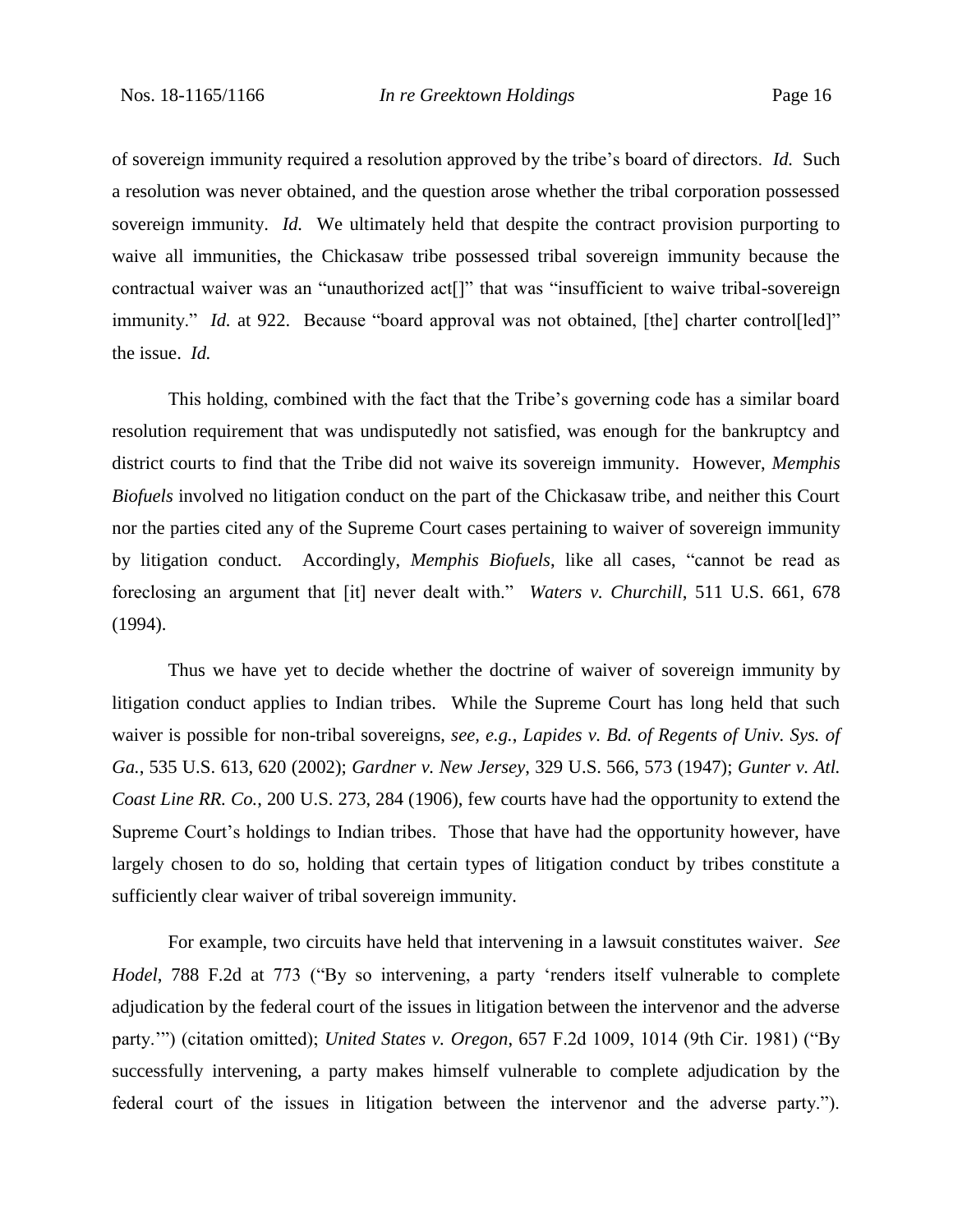of sovereign immunity required a resolution approved by the tribe's board of directors. *Id.* Such a resolution was never obtained, and the question arose whether the tribal corporation possessed sovereign immunity. *Id.* We ultimately held that despite the contract provision purporting to waive all immunities, the Chickasaw tribe possessed tribal sovereign immunity because the contractual waiver was an "unauthorized act[]" that was "insufficient to waive tribal-sovereign immunity." *Id.* at 922. Because "board approval was not obtained, [the] charter control[led]" the issue. *Id.*

This holding, combined with the fact that the Tribe's governing code has a similar board resolution requirement that was undisputedly not satisfied, was enough for the bankruptcy and district courts to find that the Tribe did not waive its sovereign immunity. However, *Memphis Biofuels* involved no litigation conduct on the part of the Chickasaw tribe, and neither this Court nor the parties cited any of the Supreme Court cases pertaining to waiver of sovereign immunity by litigation conduct. Accordingly, *Memphis Biofuels*, like all cases, "cannot be read as foreclosing an argument that [it] never dealt with." *Waters v. Churchill*, 511 U.S. 661, 678 (1994).

Thus we have yet to decide whether the doctrine of waiver of sovereign immunity by litigation conduct applies to Indian tribes. While the Supreme Court has long held that such waiver is possible for non-tribal sovereigns, *see, e.g.*, *Lapides v. Bd. of Regents of Univ. Sys. of Ga.*, 535 U.S. 613, 620 (2002); *Gardner v. New Jersey*, 329 U.S. 566, 573 (1947); *Gunter v. Atl. Coast Line RR. Co.*, 200 U.S. 273, 284 (1906), few courts have had the opportunity to extend the Supreme Court's holdings to Indian tribes. Those that have had the opportunity however, have largely chosen to do so, holding that certain types of litigation conduct by tribes constitute a sufficiently clear waiver of tribal sovereign immunity.

For example, two circuits have held that intervening in a lawsuit constitutes waiver. *See Hodel*, 788 F.2d at 773 ("By so intervening, a party 'renders itself vulnerable to complete adjudication by the federal court of the issues in litigation between the intervenor and the adverse party.'") (citation omitted); *United States v. Oregon*, 657 F.2d 1009, 1014 (9th Cir. 1981) ("By successfully intervening, a party makes himself vulnerable to complete adjudication by the federal court of the issues in litigation between the intervenor and the adverse party.").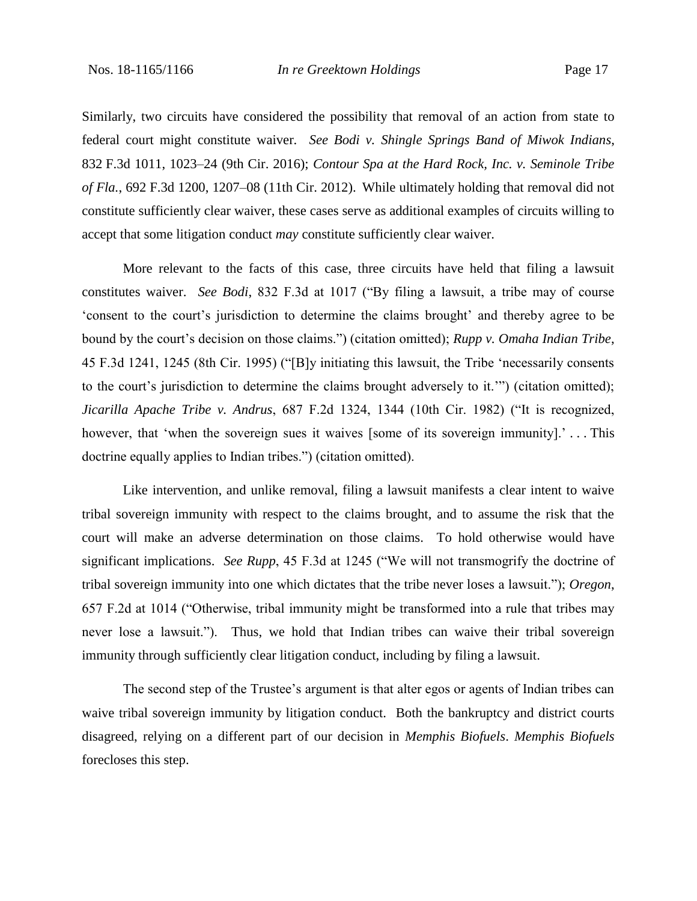Similarly, two circuits have considered the possibility that removal of an action from state to federal court might constitute waiver. *See Bodi v. Shingle Springs Band of Miwok Indians*, 832 F.3d 1011, 1023–24 (9th Cir. 2016); *Contour Spa at the Hard Rock, Inc. v. Seminole Tribe of Fla.*, 692 F.3d 1200, 1207–08 (11th Cir. 2012). While ultimately holding that removal did not constitute sufficiently clear waiver, these cases serve as additional examples of circuits willing to accept that some litigation conduct *may* constitute sufficiently clear waiver.

More relevant to the facts of this case, three circuits have held that filing a lawsuit constitutes waiver. *See Bodi*, 832 F.3d at 1017 ("By filing a lawsuit, a tribe may of course 'consent to the court's jurisdiction to determine the claims brought' and thereby agree to be bound by the court's decision on those claims.") (citation omitted); *Rupp v. Omaha Indian Tribe*, 45 F.3d 1241, 1245 (8th Cir. 1995) ("[B]y initiating this lawsuit, the Tribe 'necessarily consents to the court's jurisdiction to determine the claims brought adversely to it.'") (citation omitted); *Jicarilla Apache Tribe v. Andrus*, 687 F.2d 1324, 1344 (10th Cir. 1982) ("It is recognized, however, that 'when the sovereign sues it waives [some of its sovereign immunity].' . . . This doctrine equally applies to Indian tribes.") (citation omitted).

Like intervention, and unlike removal, filing a lawsuit manifests a clear intent to waive tribal sovereign immunity with respect to the claims brought, and to assume the risk that the court will make an adverse determination on those claims. To hold otherwise would have significant implications. *See Rupp*, 45 F.3d at 1245 ("We will not transmogrify the doctrine of tribal sovereign immunity into one which dictates that the tribe never loses a lawsuit."); *Oregon*, 657 F.2d at 1014 ("Otherwise, tribal immunity might be transformed into a rule that tribes may never lose a lawsuit."). Thus, we hold that Indian tribes can waive their tribal sovereign immunity through sufficiently clear litigation conduct, including by filing a lawsuit.

The second step of the Trustee's argument is that alter egos or agents of Indian tribes can waive tribal sovereign immunity by litigation conduct. Both the bankruptcy and district courts disagreed, relying on a different part of our decision in *Memphis Biofuels*. *Memphis Biofuels* forecloses this step.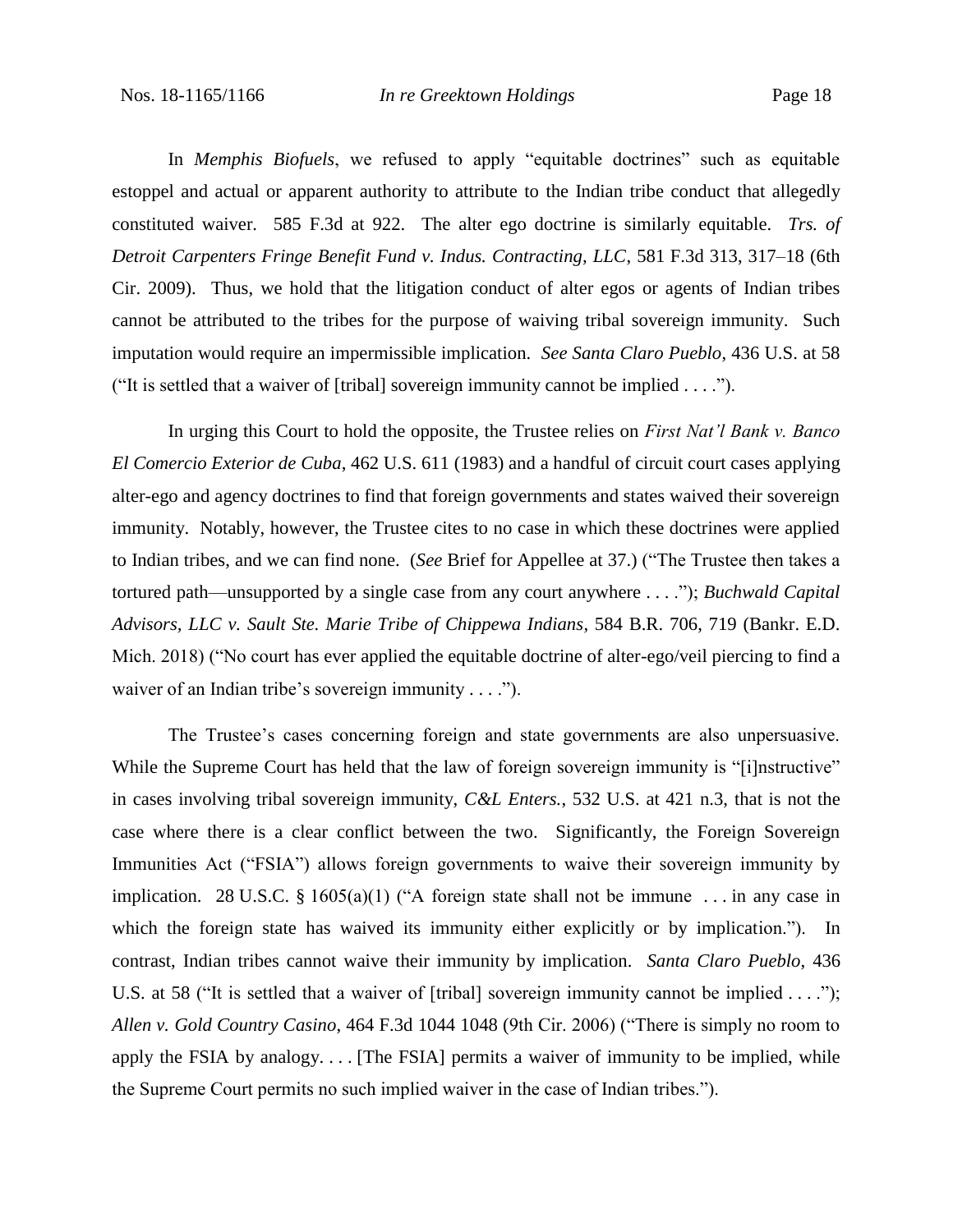In *Memphis Biofuels*, we refused to apply "equitable doctrines" such as equitable estoppel and actual or apparent authority to attribute to the Indian tribe conduct that allegedly constituted waiver. 585 F.3d at 922. The alter ego doctrine is similarly equitable. *Trs. of Detroit Carpenters Fringe Benefit Fund v. Indus. Contracting, LLC*, 581 F.3d 313, 317–18 (6th Cir. 2009). Thus, we hold that the litigation conduct of alter egos or agents of Indian tribes cannot be attributed to the tribes for the purpose of waiving tribal sovereign immunity. Such imputation would require an impermissible implication. *See Santa Claro Pueblo*, 436 U.S. at 58 ("It is settled that a waiver of [tribal] sovereign immunity cannot be implied . . . .").

In urging this Court to hold the opposite, the Trustee relies on *First Nat'l Bank v. Banco El Comercio Exterior de Cuba*, 462 U.S. 611 (1983) and a handful of circuit court cases applying alter-ego and agency doctrines to find that foreign governments and states waived their sovereign immunity. Notably, however, the Trustee cites to no case in which these doctrines were applied to Indian tribes, and we can find none. (*See* Brief for Appellee at 37.) ("The Trustee then takes a tortured path—unsupported by a single case from any court anywhere . . . ."); *Buchwald Capital Advisors, LLC v. Sault Ste. Marie Tribe of Chippewa Indians*, 584 B.R. 706, 719 (Bankr. E.D. Mich. 2018) ("No court has ever applied the equitable doctrine of alter-ego/veil piercing to find a waiver of an Indian tribe's sovereign immunity . . . .").

The Trustee's cases concerning foreign and state governments are also unpersuasive. While the Supreme Court has held that the law of foreign sovereign immunity is "[i]nstructive" in cases involving tribal sovereign immunity, *C&L Enters.*, 532 U.S. at 421 n.3, that is not the case where there is a clear conflict between the two. Significantly, the Foreign Sovereign Immunities Act ("FSIA") allows foreign governments to waive their sovereign immunity by implication. 28 U.S.C. § 1605(a)(1) ("A foreign state shall not be immune . . . in any case in which the foreign state has waived its immunity either explicitly or by implication."). In contrast, Indian tribes cannot waive their immunity by implication. *Santa Claro Pueblo*, 436 U.S. at 58 ("It is settled that a waiver of [tribal] sovereign immunity cannot be implied . . . ."); *Allen v. Gold Country Casino*, 464 F.3d 1044 1048 (9th Cir. 2006) ("There is simply no room to apply the FSIA by analogy. . . . [The FSIA] permits a waiver of immunity to be implied, while the Supreme Court permits no such implied waiver in the case of Indian tribes.").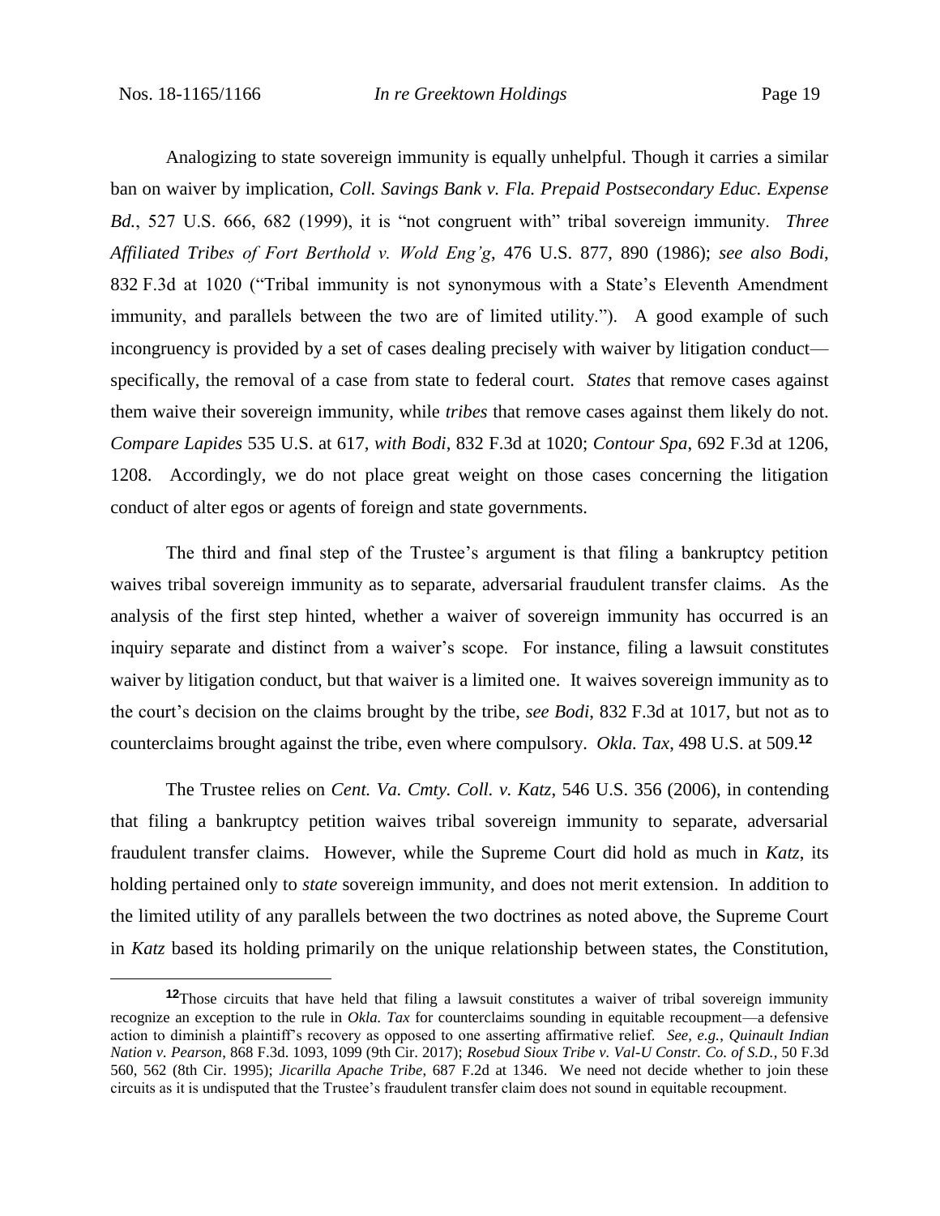Analogizing to state sovereign immunity is equally unhelpful. Though it carries a similar ban on waiver by implication, *Coll. Savings Bank v. Fla. Prepaid Postsecondary Educ. Expense Bd.*, 527 U.S. 666, 682 (1999), it is "not congruent with" tribal sovereign immunity. *Three Affiliated Tribes of Fort Berthold v. Wold Eng'g*, 476 U.S. 877, 890 (1986); *see also Bodi*, 832 F.3d at 1020 ("Tribal immunity is not synonymous with a State's Eleventh Amendment immunity, and parallels between the two are of limited utility."). A good example of such incongruency is provided by a set of cases dealing precisely with waiver by litigation conduct—specifically, the removal of a case from state to federal court. *States* that remove cases against them waive their sovereign immunity, while *tribes* that remove cases against them likely do not. *Compare Lapides* 535 U.S. at 617, *with Bodi*, 832 F.3d at 1020; *Contour Spa*, 692 F.3d at 1206, 1208. Accordingly, we do not place great weight on those cases concerning the litigation conduct of alter egos or agents of foreign and state governments.

The third and final step of the Trustee's argument is that filing a bankruptcy petition waives tribal sovereign immunity as to separate, adversarial fraudulent transfer claims. As the analysis of the first step hinted, whether a waiver of sovereign immunity has occurred is an inquiry separate and distinct from a waiver's scope. For instance, filing a lawsuit constitutes waiver by litigation conduct, but that waiver is a limited one. It waives sovereign immunity as to the court's decision on the claims brought by the tribe, *see Bodi*, 832 F.3d at 1017, but not as to counterclaims brought against the tribe, even where compulsory. *Okla. Tax*, 498 U.S. at 509.[12]

The Trustee relies on *Cent. Va. Cmty. Coll. v. Katz*, 546 U.S. 356 (2006), in contending that filing a bankruptcy petition waives tribal sovereign immunity to separate, adversarial fraudulent transfer claims. However, while the Supreme Court did hold as much in *Katz*, its holding pertained only to *state* sovereign immunity, and does not merit extension. In addition to the limited utility of any parallels between the two doctrines as noted above, the Supreme Court in *Katz* based its holding primarily on the unique relationship between states, the Constitution,

[12]Those circuits that have held that filing a lawsuit constitutes a waiver of tribal sovereign immunity recognize an exception to the rule in *Okla. Tax* for counterclaims sounding in equitable recoupment—a defensive action to diminish a plaintiff's recovery as opposed to one asserting affirmative relief. *See, e.g.*, *Quinault Indian Nation v. Pearson*, 868 F.3d. 1093, 1099 (9th Cir. 2017); *Rosebud Sioux Tribe v. Val-U Constr. Co. of S.D.*, 50 F.3d 560, 562 (8th Cir. 1995); *Jicarilla Apache Tribe*, 687 F.2d at 1346. We need not decide whether to join these circuits as it is undisputed that the Trustee's fraudulent transfer claim does not sound in equitable recoupment.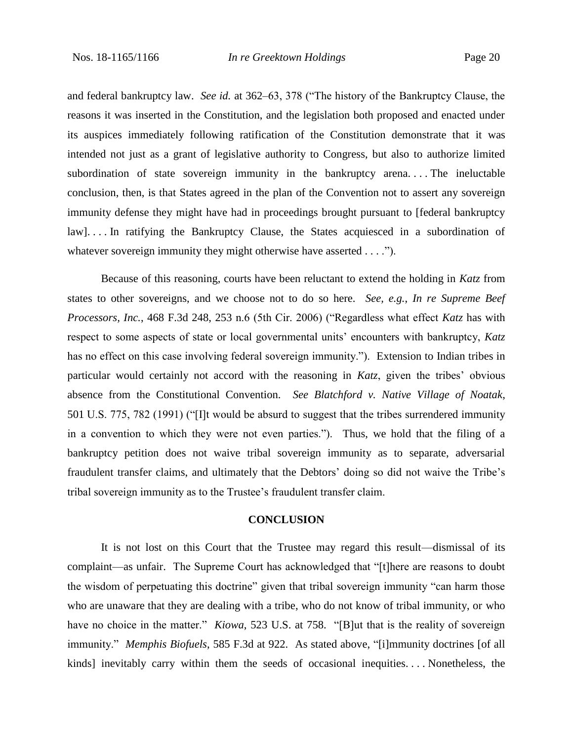and federal bankruptcy law. *See id.* at 362–63, 378 ("The history of the Bankruptcy Clause, the reasons it was inserted in the Constitution, and the legislation both proposed and enacted under its auspices immediately following ratification of the Constitution demonstrate that it was intended not just as a grant of legislative authority to Congress, but also to authorize limited subordination of state sovereign immunity in the bankruptcy arena. . . . The ineluctable conclusion, then, is that States agreed in the plan of the Convention not to assert any sovereign immunity defense they might have had in proceedings brought pursuant to [federal bankruptcy law]. . . . In ratifying the Bankruptcy Clause, the States acquiesced in a subordination of whatever sovereign immunity they might otherwise have asserted . . . .").

Because of this reasoning, courts have been reluctant to extend the holding in *Katz* from states to other sovereigns, and we choose not to do so here. *See, e.g.*, *In re Supreme Beef Processors, Inc.*, 468 F.3d 248, 253 n.6 (5th Cir. 2006) ("Regardless what effect *Katz* has with respect to some aspects of state or local governmental units' encounters with bankruptcy, *Katz* has no effect on this case involving federal sovereign immunity."). Extension to Indian tribes in particular would certainly not accord with the reasoning in *Katz*, given the tribes' obvious absence from the Constitutional Convention. *See Blatchford v. Native Village of Noatak*, 501 U.S. 775, 782 (1991) ("[I]t would be absurd to suggest that the tribes surrendered immunity in a convention to which they were not even parties."). Thus, we hold that the filing of a bankruptcy petition does not waive tribal sovereign immunity as to separate, adversarial fraudulent transfer claims, and ultimately that the Debtors' doing so did not waive the Tribe's tribal sovereign immunity as to the Trustee's fraudulent transfer claim.

## CONCLUSION

It is not lost on this Court that the Trustee may regard this result—dismissal of its complaint—as unfair. The Supreme Court has acknowledged that "[t]here are reasons to doubt the wisdom of perpetuating this doctrine" given that tribal sovereign immunity "can harm those who are unaware that they are dealing with a tribe, who do not know of tribal immunity, or who have no choice in the matter." *Kiowa*, 523 U.S. at 758. "[B]ut that is the reality of sovereign immunity." *Memphis Biofuels*, 585 F.3d at 922. As stated above, "[i]mmunity doctrines [of all kinds] inevitably carry within them the seeds of occasional inequities. . . . Nonetheless, the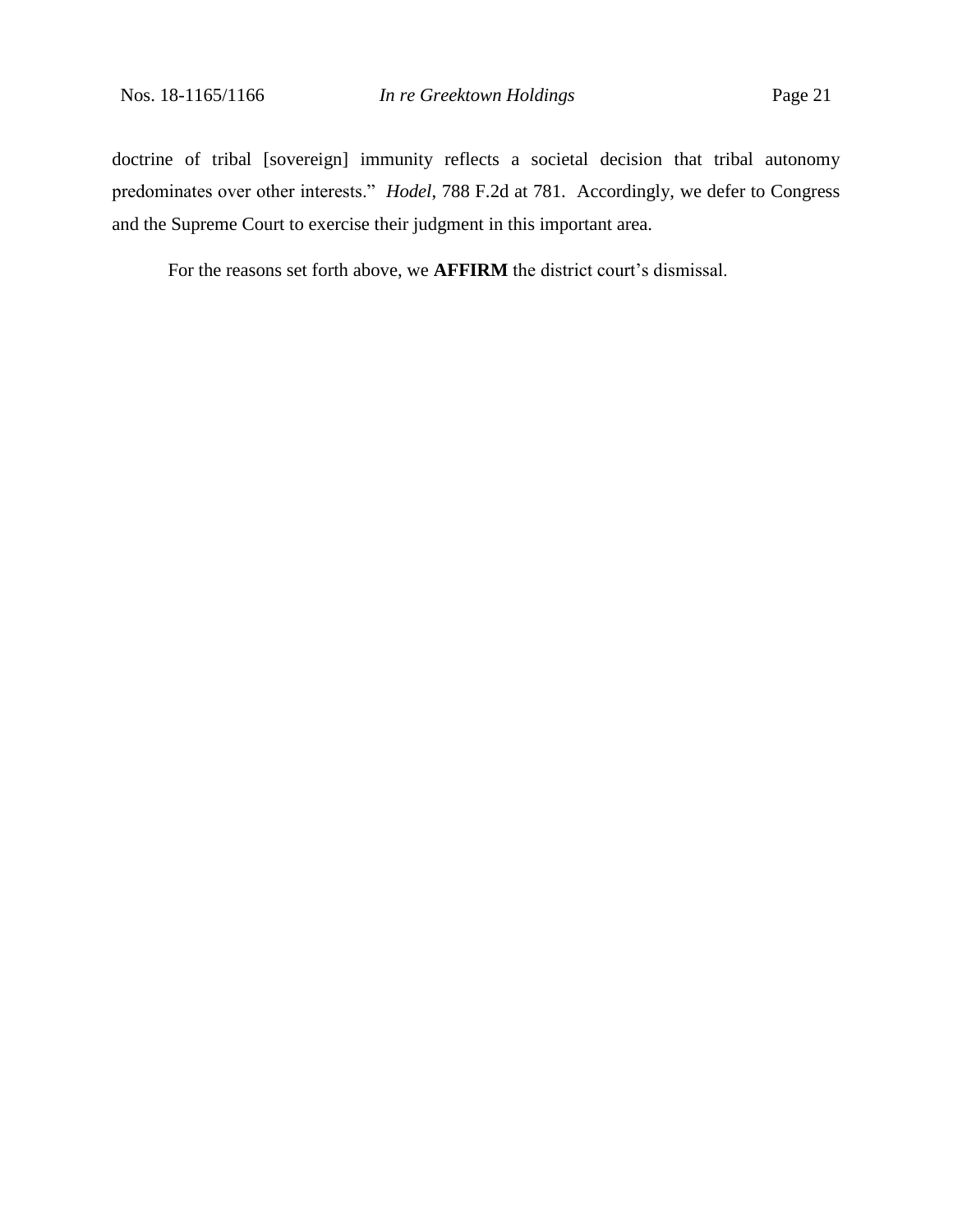doctrine of tribal [sovereign] immunity reflects a societal decision that tribal autonomy predominates over other interests." *Hodel*, 788 F.2d at 781. Accordingly, we defer to Congress and the Supreme Court to exercise their judgment in this important area.

For the reasons set forth above, we **AFFIRM** the district court's dismissal.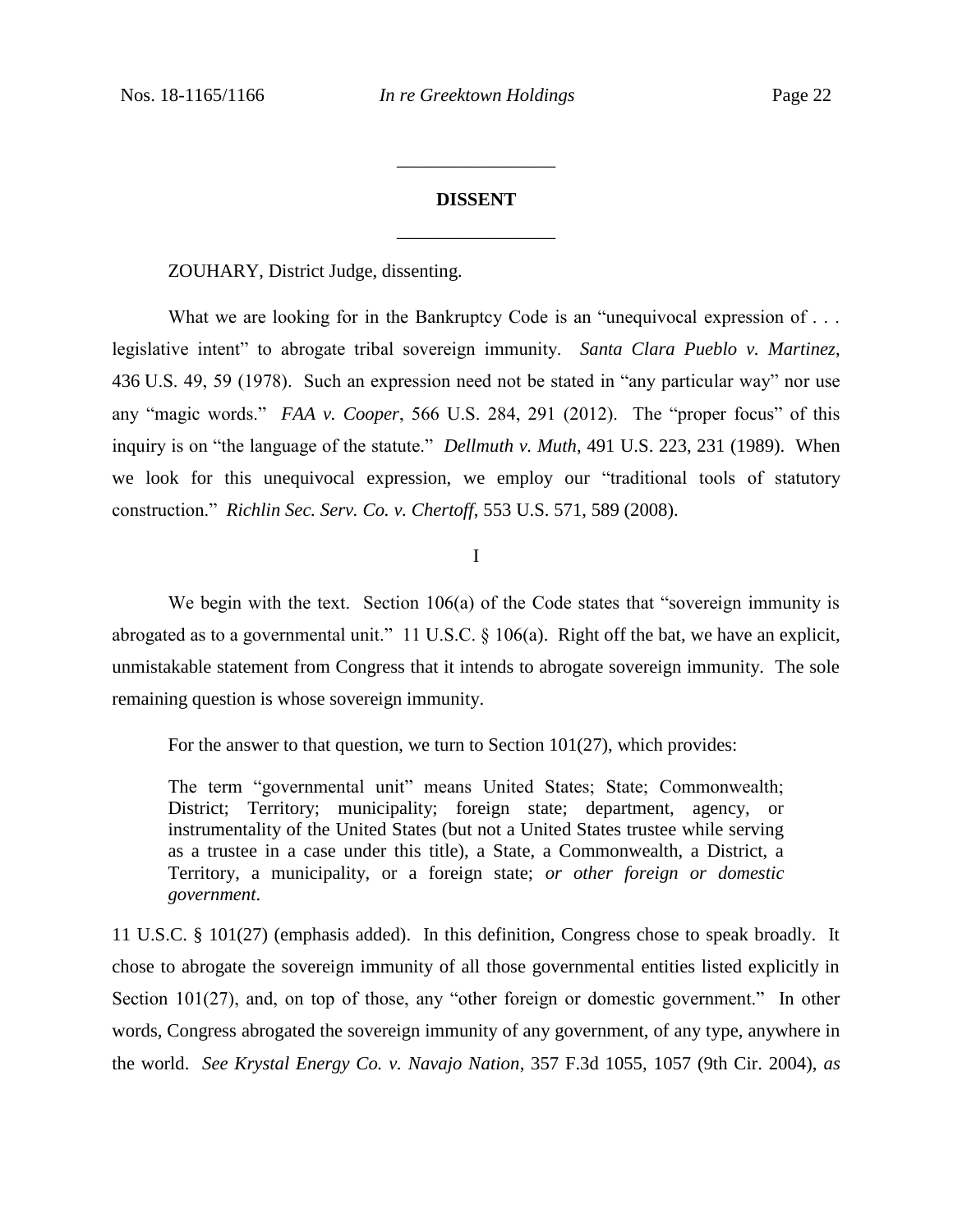## DISSENT

ZOUHARY, District Judge, dissenting.

What we are looking for in the Bankruptcy Code is an "unequivocal expression of . . . legislative intent" to abrogate tribal sovereign immunity. *Santa Clara Pueblo v. Martinez*, 436 U.S. 49, 59 (1978). Such an expression need not be stated in "any particular way" nor use any "magic words." *FAA v. Cooper*, 566 U.S. 284, 291 (2012). The "proper focus" of this inquiry is on "the language of the statute." *Dellmuth v. Muth*, 491 U.S. 223, 231 (1989). When we look for this unequivocal expression, we employ our "traditional tools of statutory construction." *Richlin Sec. Serv. Co. v. Chertoff*, 553 U.S. 571, 589 (2008).

### I

We begin with the text. Section 106(a) of the Code states that "sovereign immunity is abrogated as to a governmental unit." 11 U.S.C. § 106(a). Right off the bat, we have an explicit, unmistakable statement from Congress that it intends to abrogate sovereign immunity. The sole remaining question is whose sovereign immunity.

For the answer to that question, we turn to Section 101(27), which provides:

> The term "governmental unit" means United States; State; Commonwealth; District; Territory; municipality; foreign state; department, agency, or instrumentality of the United States (but not a United States trustee while serving as a trustee in a case under this title), a State, a Commonwealth, a District, a Territory, a municipality, or a foreign state; *or other foreign or domestic government*.

11 U.S.C. § 101(27) (emphasis added). In this definition, Congress chose to speak broadly. It chose to abrogate the sovereign immunity of all those governmental entities listed explicitly in Section 101(27), and, on top of those, any "other foreign or domestic government." In other words, Congress abrogated the sovereign immunity of any government, of any type, anywhere in the world. *See Krystal Energy Co. v. Navajo Nation*, 357 F.3d 1055, 1057 (9th Cir. 2004), *as*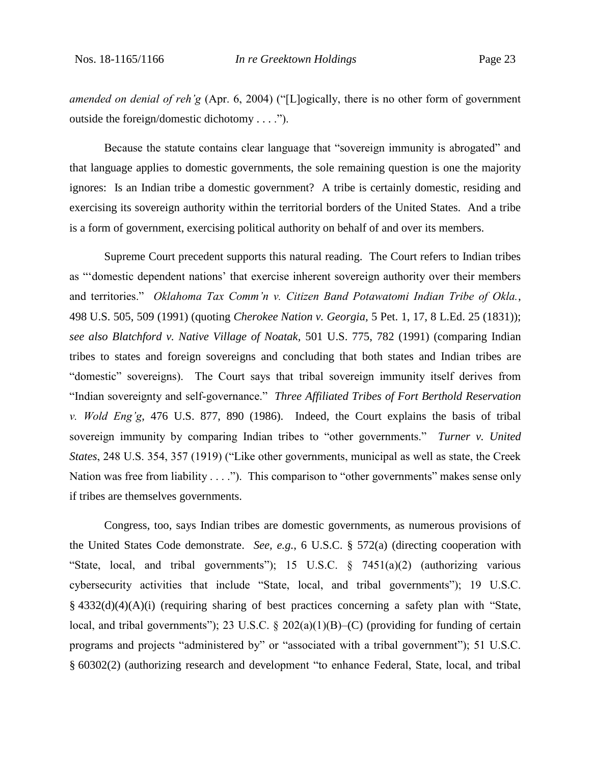*amended on denial of reh'g* (Apr. 6, 2004) ("[L]ogically, there is no other form of government outside the foreign/domestic dichotomy . . . .").

Because the statute contains clear language that "sovereign immunity is abrogated" and that language applies to domestic governments, the sole remaining question is one the majority ignores: Is an Indian tribe a domestic government? A tribe is certainly domestic, residing and exercising its sovereign authority within the territorial borders of the United States. And a tribe is a form of government, exercising political authority on behalf of and over its members.

Supreme Court precedent supports this natural reading. The Court refers to Indian tribes as "'domestic dependent nations' that exercise inherent sovereign authority over their members and territories." *Oklahoma Tax Comm'n v. Citizen Band Potawatomi Indian Tribe of Okla.*, 498 U.S. 505, 509 (1991) (quoting *Cherokee Nation v. Georgia*, 5 Pet. 1, 17, 8 L.Ed. 25 (1831)); *see also Blatchford v. Native Village of Noatak*, 501 U.S. 775, 782 (1991) (comparing Indian tribes to states and foreign sovereigns and concluding that both states and Indian tribes are "domestic" sovereigns). The Court says that tribal sovereign immunity itself derives from "Indian sovereignty and self-governance." *Three Affiliated Tribes of Fort Berthold Reservation v. Wold Eng'g*, 476 U.S. 877, 890 (1986). Indeed, the Court explains the basis of tribal sovereign immunity by comparing Indian tribes to "other governments." *Turner v. United States*, 248 U.S. 354, 357 (1919) ("Like other governments, municipal as well as state, the Creek Nation was free from liability . . . ."). This comparison to "other governments" makes sense only if tribes are themselves governments.

Congress, too, says Indian tribes are domestic governments, as numerous provisions of the United States Code demonstrate. *See, e.g.*, 6 U.S.C. § 572(a) (directing cooperation with "State, local, and tribal governments"); 15 U.S.C. § 7451(a)(2) (authorizing various cybersecurity activities that include "State, local, and tribal governments"); 19 U.S.C. § 4332(d)(4)(A)(i) (requiring sharing of best practices concerning a safety plan with "State, local, and tribal governments"); 23 U.S.C. § 202(a)(1)(B)–(C) (providing for funding of certain programs and projects "administered by" or "associated with a tribal government"); 51 U.S.C. § 60302(2) (authorizing research and development "to enhance Federal, State, local, and tribal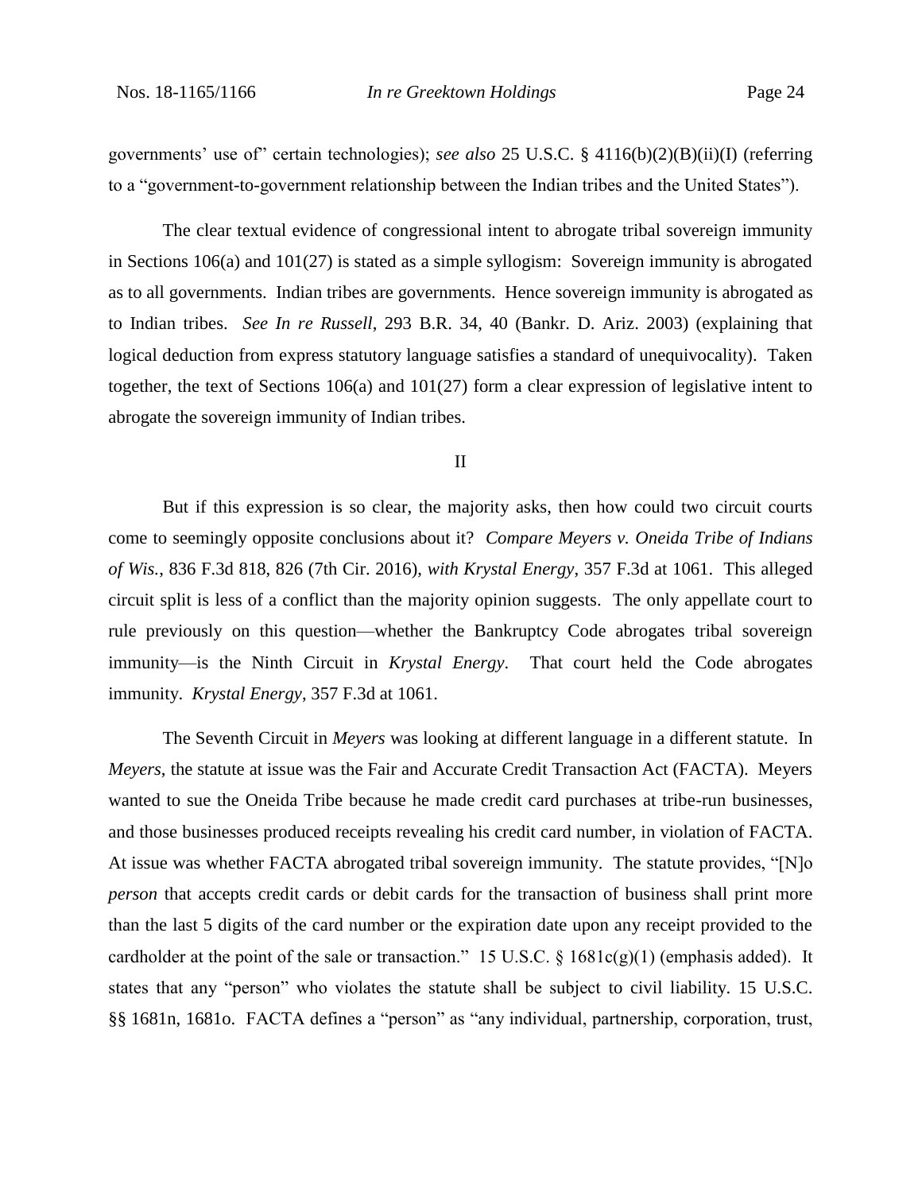governments' use of" certain technologies); *see also* 25 U.S.C. § 4116(b)(2)(B)(ii)(I) (referring to a "government-to-government relationship between the Indian tribes and the United States").

The clear textual evidence of congressional intent to abrogate tribal sovereign immunity in Sections 106(a) and 101(27) is stated as a simple syllogism: Sovereign immunity is abrogated as to all governments. Indian tribes are governments. Hence sovereign immunity is abrogated as to Indian tribes. *See In re Russell*, 293 B.R. 34, 40 (Bankr. D. Ariz. 2003) (explaining that logical deduction from express statutory language satisfies a standard of unequivocality). Taken together, the text of Sections 106(a) and 101(27) form a clear expression of legislative intent to abrogate the sovereign immunity of Indian tribes.

## II

But if this expression is so clear, the majority asks, then how could two circuit courts come to seemingly opposite conclusions about it? *Compare Meyers v. Oneida Tribe of Indians of Wis.*, 836 F.3d 818, 826 (7th Cir. 2016), *with Krystal Energy*, 357 F.3d at 1061. This alleged circuit split is less of a conflict than the majority opinion suggests. The only appellate court to rule previously on this question—whether the Bankruptcy Code abrogates tribal sovereign immunity—is the Ninth Circuit in *Krystal Energy*. That court held the Code abrogates immunity. *Krystal Energy*, 357 F.3d at 1061.

The Seventh Circuit in *Meyers* was looking at different language in a different statute. In *Meyers*, the statute at issue was the Fair and Accurate Credit Transaction Act (FACTA). Meyers wanted to sue the Oneida Tribe because he made credit card purchases at tribe-run businesses, and those businesses produced receipts revealing his credit card number, in violation of FACTA. At issue was whether FACTA abrogated tribal sovereign immunity. The statute provides, "[N]o *person* that accepts credit cards or debit cards for the transaction of business shall print more than the last 5 digits of the card number or the expiration date upon any receipt provided to the cardholder at the point of the sale or transaction." 15 U.S.C. § 1681c(g)(1) (emphasis added). It states that any "person" who violates the statute shall be subject to civil liability. 15 U.S.C. §§ 1681n, 1681o. FACTA defines a "person" as "any individual, partnership, corporation, trust,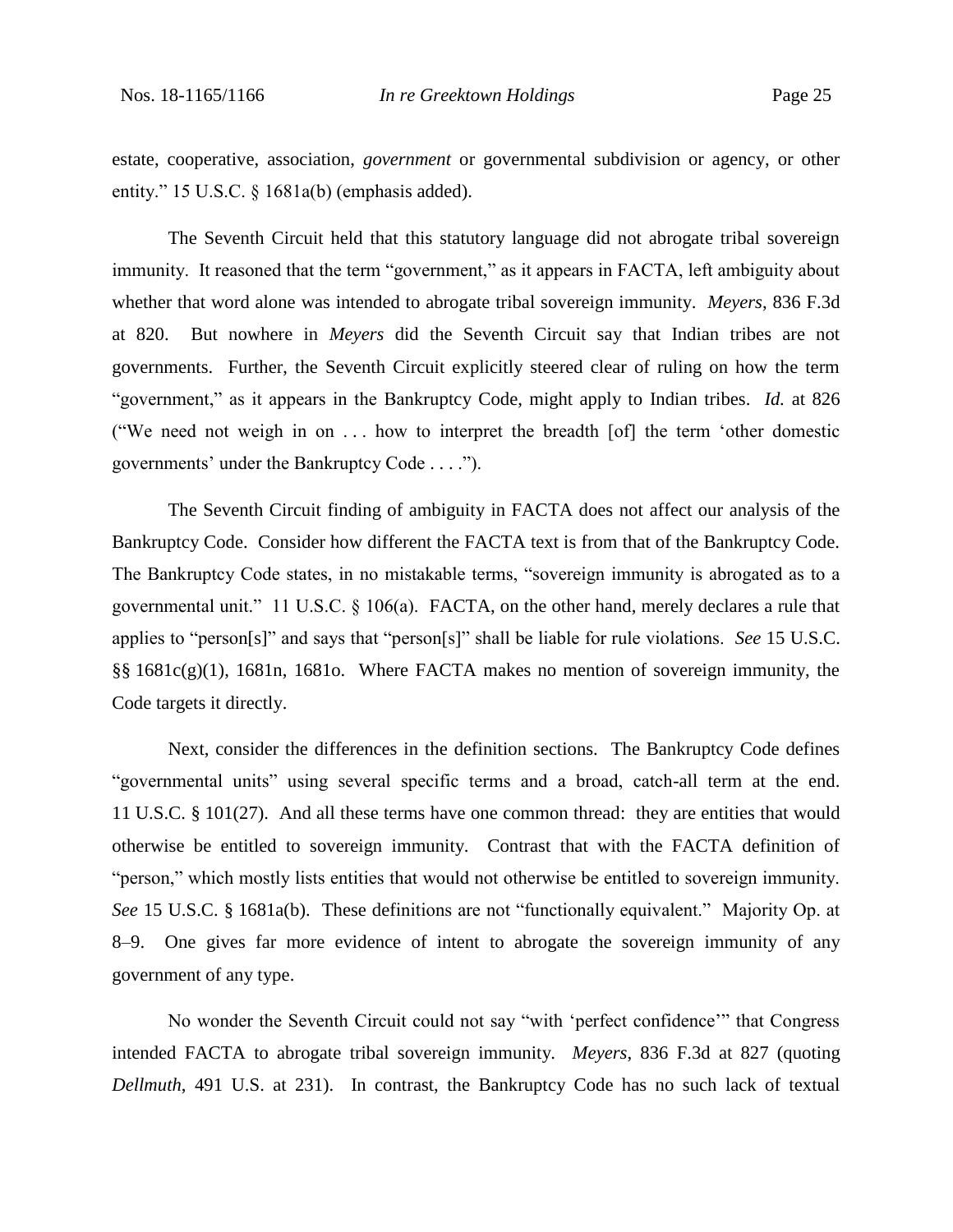estate, cooperative, association, *government* or governmental subdivision or agency, or other entity." 15 U.S.C. § 1681a(b) (emphasis added).

The Seventh Circuit held that this statutory language did not abrogate tribal sovereign immunity. It reasoned that the term "government," as it appears in FACTA, left ambiguity about whether that word alone was intended to abrogate tribal sovereign immunity. *Meyers*, 836 F.3d at 820. But nowhere in *Meyers* did the Seventh Circuit say that Indian tribes are not governments. Further, the Seventh Circuit explicitly steered clear of ruling on how the term "government," as it appears in the Bankruptcy Code, might apply to Indian tribes. *Id.* at 826 ("We need not weigh in on . . . how to interpret the breadth [of] the term 'other domestic governments' under the Bankruptcy Code . . . .").

The Seventh Circuit finding of ambiguity in FACTA does not affect our analysis of the Bankruptcy Code. Consider how different the FACTA text is from that of the Bankruptcy Code. The Bankruptcy Code states, in no mistakable terms, "sovereign immunity is abrogated as to a governmental unit." 11 U.S.C. § 106(a). FACTA, on the other hand, merely declares a rule that applies to "person[s]" and says that "person[s]" shall be liable for rule violations. *See* 15 U.S.C. §§ 1681c(g)(1), 1681n, 1681o. Where FACTA makes no mention of sovereign immunity, the Code targets it directly.

Next, consider the differences in the definition sections. The Bankruptcy Code defines "governmental units" using several specific terms and a broad, catch-all term at the end. 11 U.S.C. § 101(27). And all these terms have one common thread: they are entities that would otherwise be entitled to sovereign immunity. Contrast that with the FACTA definition of "person," which mostly lists entities that would not otherwise be entitled to sovereign immunity. *See* 15 U.S.C. § 1681a(b). These definitions are not "functionally equivalent." Majority Op. at 8–9. One gives far more evidence of intent to abrogate the sovereign immunity of any government of any type.

No wonder the Seventh Circuit could not say "with 'perfect confidence'" that Congress intended FACTA to abrogate tribal sovereign immunity. *Meyers*, 836 F.3d at 827 (quoting *Dellmuth*, 491 U.S. at 231). In contrast, the Bankruptcy Code has no such lack of textual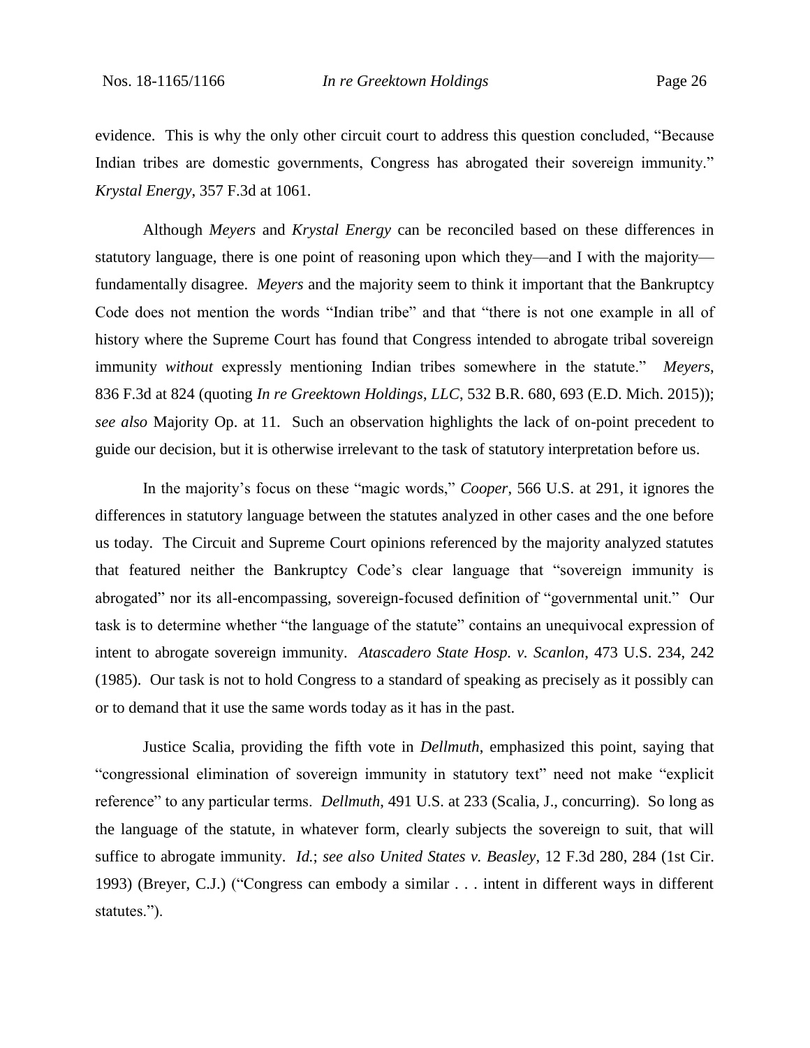evidence. This is why the only other circuit court to address this question concluded, "Because Indian tribes are domestic governments, Congress has abrogated their sovereign immunity." *Krystal Energy*, 357 F.3d at 1061.

Although *Meyers* and *Krystal Energy* can be reconciled based on these differences in statutory language, there is one point of reasoning upon which they—and I with the majority—fundamentally disagree. *Meyers* and the majority seem to think it important that the Bankruptcy Code does not mention the words "Indian tribe" and that "there is not one example in all of history where the Supreme Court has found that Congress intended to abrogate tribal sovereign immunity *without* expressly mentioning Indian tribes somewhere in the statute." *Meyers*, 836 F.3d at 824 (quoting *In re Greektown Holdings*, *LLC*, 532 B.R. 680, 693 (E.D. Mich. 2015)); *see also* Majority Op. at 11. Such an observation highlights the lack of on-point precedent to guide our decision, but it is otherwise irrelevant to the task of statutory interpretation before us.

In the majority's focus on these "magic words," *Cooper*, 566 U.S. at 291, it ignores the differences in statutory language between the statutes analyzed in other cases and the one before us today. The Circuit and Supreme Court opinions referenced by the majority analyzed statutes that featured neither the Bankruptcy Code's clear language that "sovereign immunity is abrogated" nor its all-encompassing, sovereign-focused definition of "governmental unit." Our task is to determine whether "the language of the statute" contains an unequivocal expression of intent to abrogate sovereign immunity. *Atascadero State Hosp. v. Scanlon*, 473 U.S. 234, 242 (1985). Our task is not to hold Congress to a standard of speaking as precisely as it possibly can or to demand that it use the same words today as it has in the past.

Justice Scalia, providing the fifth vote in *Dellmuth*, emphasized this point, saying that "congressional elimination of sovereign immunity in statutory text" need not make "explicit reference" to any particular terms. *Dellmuth*, 491 U.S. at 233 (Scalia, J., concurring). So long as the language of the statute, in whatever form, clearly subjects the sovereign to suit, that will suffice to abrogate immunity. *Id.*; *see also United States v. Beasley*, 12 F.3d 280, 284 (1st Cir. 1993) (Breyer, C.J.) ("Congress can embody a similar . . . intent in different ways in different statutes.").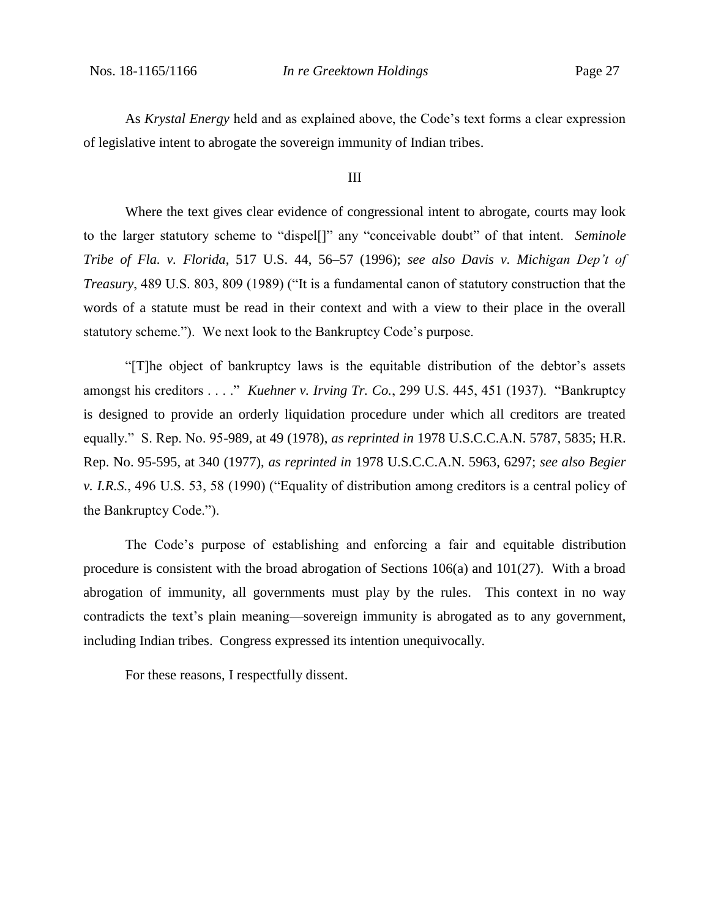As *Krystal Energy* held and as explained above, the Code's text forms a clear expression of legislative intent to abrogate the sovereign immunity of Indian tribes.

III

Where the text gives clear evidence of congressional intent to abrogate, courts may look to the larger statutory scheme to "dispel[]" any "conceivable doubt" of that intent. *Seminole Tribe of Fla. v. Florida*, 517 U.S. 44, 56–57 (1996); *see also Davis v. Michigan Dep't of Treasury*, 489 U.S. 803, 809 (1989) ("It is a fundamental canon of statutory construction that the words of a statute must be read in their context and with a view to their place in the overall statutory scheme."). We next look to the Bankruptcy Code's purpose.

"[T]he object of bankruptcy laws is the equitable distribution of the debtor's assets amongst his creditors . . . ." *Kuehner v. Irving Tr. Co.*, 299 U.S. 445, 451 (1937). "Bankruptcy is designed to provide an orderly liquidation procedure under which all creditors are treated equally." S. Rep. No. 95-989, at 49 (1978), *as reprinted in* 1978 U.S.C.C.A.N. 5787, 5835; H.R. Rep. No. 95-595, at 340 (1977), *as reprinted in* 1978 U.S.C.C.A.N. 5963, 6297; *see also Begier v. I.R.S.*, 496 U.S. 53, 58 (1990) ("Equality of distribution among creditors is a central policy of the Bankruptcy Code.").

The Code's purpose of establishing and enforcing a fair and equitable distribution procedure is consistent with the broad abrogation of Sections 106(a) and 101(27). With a broad abrogation of immunity, all governments must play by the rules. This context in no way contradicts the text's plain meaning—sovereign immunity is abrogated as to any government, including Indian tribes. Congress expressed its intention unequivocally.

For these reasons, I respectfully dissent.